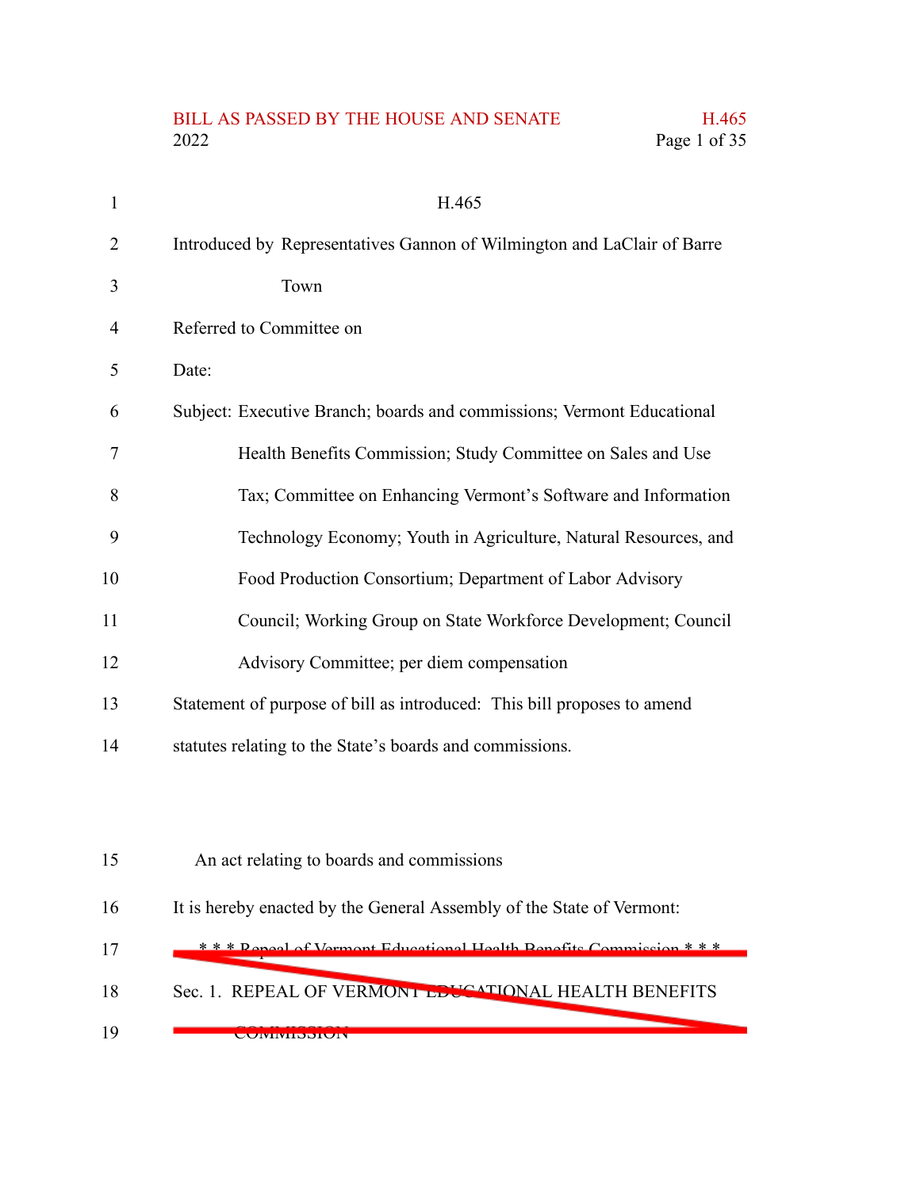H.465

Introduced by Representatives Gannon of Wilmington and LaClair of Barre Town

Referred to Committee on

Date:

Subject: Executive Branch; boards and commissions; Vermont Educational Health Benefits Commission; Study Committee on Sales and Use Tax; Committee on Enhancing Vermont's Software and Information Technology Economy; Youth in Agriculture, Natural Resources, and Food Production Consortium; Department of Labor Advisory Council; Working Group on State Workforce Development; Council Advisory Committee; per diem compensation

Statement of purpose of bill as introduced: This bill proposes to amend statutes relating to the State's boards and commissions.

An act relating to boards and commissions

It is hereby enacted by the General Assembly of the State of Vermont:

~~\* \* \* Repeal of Vermont Educational Health Benefits Commission \* \* \*~~

~~Sec. 1. REPEAL OF VERMONT EDUCATIONAL HEALTH BENEFITS COMMISSION~~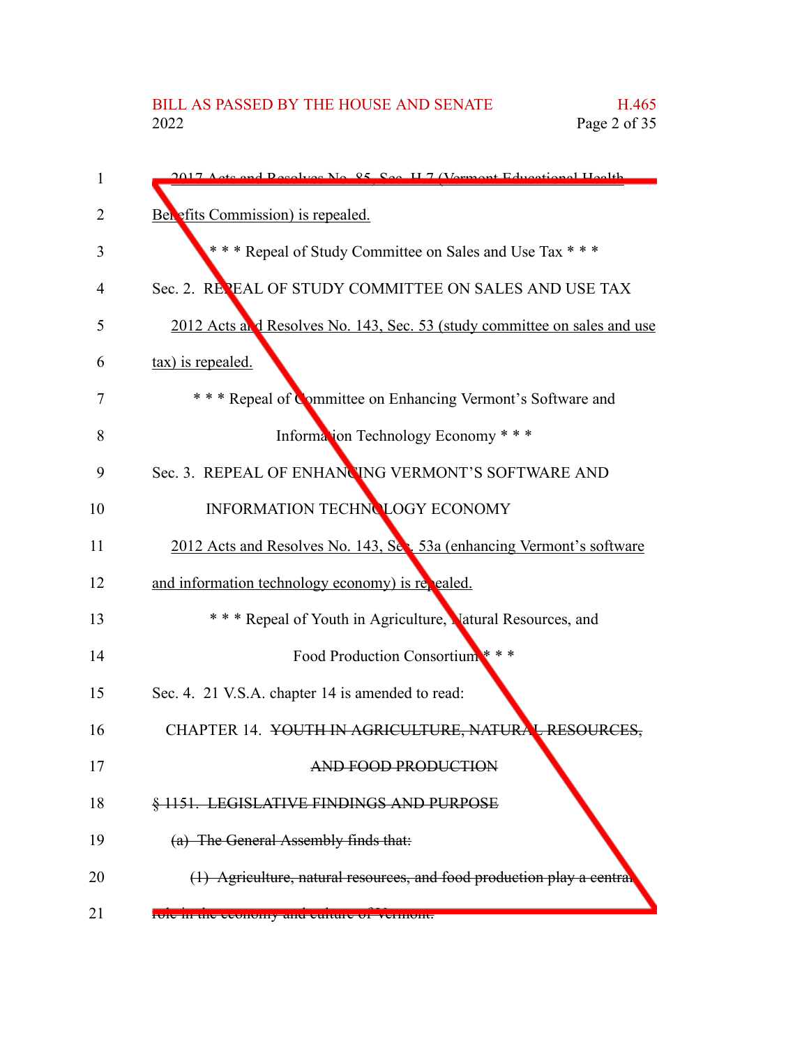~~2017 Acts and Resolves No. 85, Sec. H.7 (Vermont Educational Health Benefits Commission) is repealed.~~

\* \* \* Repeal of Study Committee on Sales and Use Tax \* \* \*

Sec. 2. REPEAL OF STUDY COMMITTEE ON SALES AND USE TAX

2012 Acts and Resolves No. 143, Sec. 53 (study committee on sales and use tax) is repealed.

\* \* \* Repeal of Committee on Enhancing Vermont's Software and Information Technology Economy \* \* \*

Sec. 3. REPEAL OF ENHANCING VERMONT'S SOFTWARE AND INFORMATION TECHNOLOGY ECONOMY

2012 Acts and Resolves No. 143, Sec. 53a (enhancing Vermont's software and information technology economy) is repealed.

\* \* \* Repeal of Youth in Agriculture, Natural Resources, and Food Production Consortium \* \* \*

Sec. 4. 21 V.S.A. chapter 14 is amended to read:

CHAPTER 14. ~~YOUTH IN AGRICULTURE, NATURAL RESOURCES, AND FOOD PRODUCTION~~

~~§ 1151. LEGISLATIVE FINDINGS AND PURPOSE~~

~~(a) The General Assembly finds that:~~

~~(1) Agriculture, natural resources, and food production play a central role in the economy and culture of Vermont.~~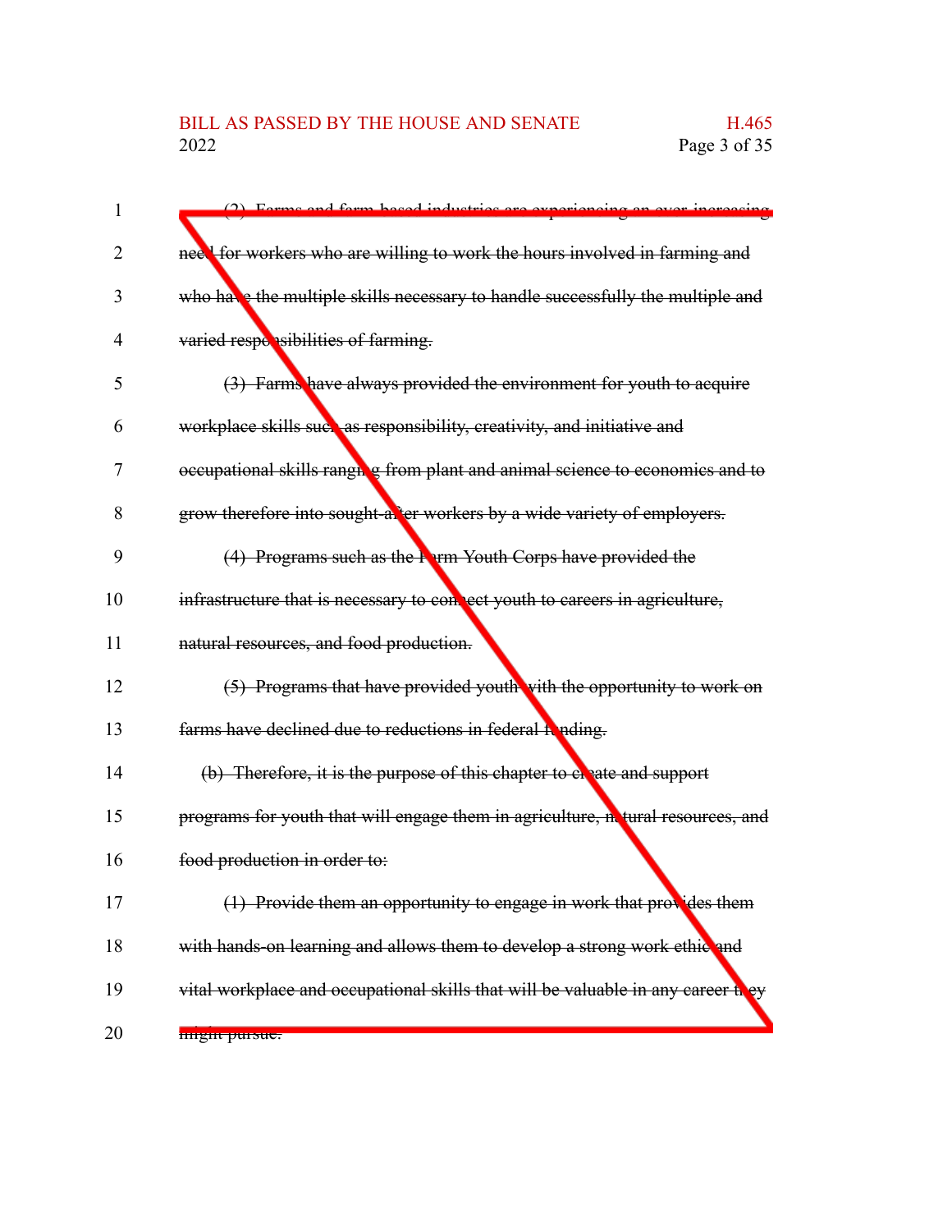(2) Farms and farm-based industries are experiencing an ever-increasing need for workers who are willing to work the hours involved in farming and who have the multiple skills necessary to handle successfully the multiple and varied responsibilities of farming.

(3) Farms have always provided the environment for youth to acquire workplace skills such as responsibility, creativity, and initiative and occupational skills ranging from plant and animal science to economics and to grow therefore into sought-after workers by a wide variety of employers.

(4) Programs such as the Farm Youth Corps have provided the infrastructure that is necessary to connect youth to careers in agriculture, natural resources, and food production.

(5) Programs that have provided youth with the opportunity to work on farms have declined due to reductions in federal funding.

(b) Therefore, it is the purpose of this chapter to create and support programs for youth that will engage them in agriculture, natural resources, and food production in order to:

(1) Provide them an opportunity to engage in work that provides them with hands-on learning and allows them to develop a strong work ethic and vital workplace and occupational skills that will be valuable in any career they might pursue.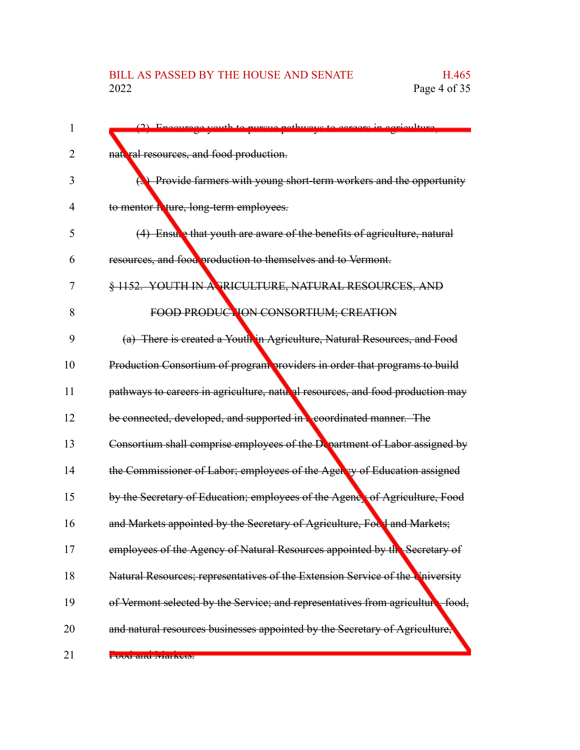(2) Encourage youth to pursue pathways to careers in agriculture, natural resources, and food production.

(3) Provide farmers with young short-term workers and the opportunity to mentor future, long-term employees.

(4) Ensure that youth are aware of the benefits of agriculture, natural resources, and food production to themselves and to Vermont.

§ 1152. YOUTH IN AGRICULTURE, NATURAL RESOURCES, AND FOOD PRODUCTION CONSORTIUM; CREATION

(a) There is created a Youth in Agriculture, Natural Resources, and Food Production Consortium of program providers in order that programs to build pathways to careers in agriculture, natural resources, and food production may be connected, developed, and supported in a coordinated manner. The Consortium shall comprise employees of the Department of Labor assigned by the Commissioner of Labor; employees of the Agency of Education assigned by the Secretary of Education; employees of the Agency of Agriculture, Food and Markets appointed by the Secretary of Agriculture, Food and Markets; employees of the Agency of Natural Resources appointed by the Secretary of Natural Resources; representatives of the Extension Service of the University of Vermont selected by the Service; and representatives from agriculture, food, and natural resources businesses appointed by the Secretary of Agriculture, Food and Markets.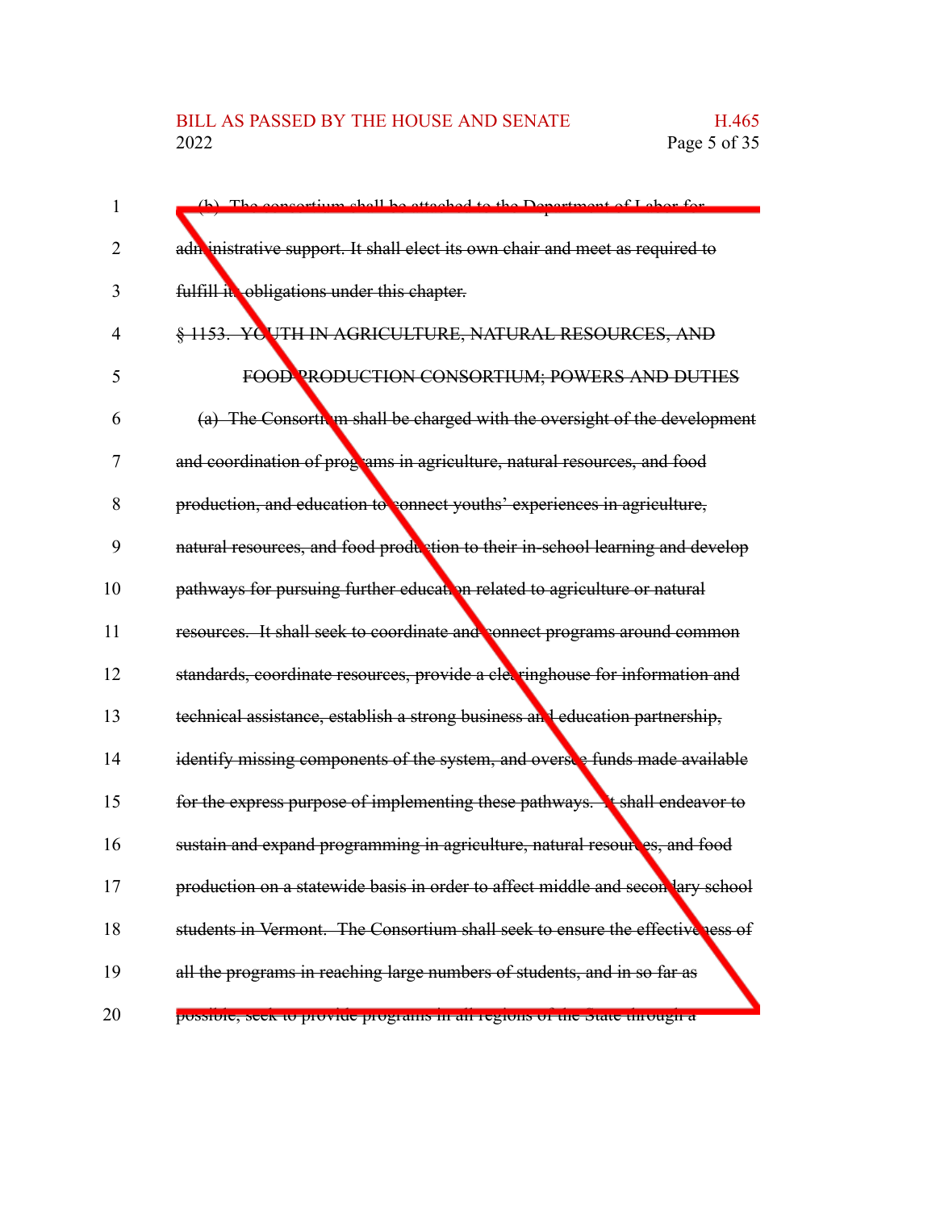~~(b) The consortium shall be attached to the Department of Labor for administrative support. It shall elect its own chair and meet as required to fulfill its obligations under this chapter.~~

~~§ 1153. YOUTH IN AGRICULTURE, NATURAL RESOURCES, AND FOOD PRODUCTION CONSORTIUM; POWERS AND DUTIES~~

~~(a) The Consortium shall be charged with the oversight of the development and coordination of programs in agriculture, natural resources, and food production, and education to connect youths' experiences in agriculture, natural resources, and food production to their in-school learning and develop pathways for pursuing further education related to agriculture or natural resources. It shall seek to coordinate and connect programs around common standards, coordinate resources, provide a clearinghouse for information and technical assistance, establish a strong business and education partnership, identify missing components of the system, and oversee funds made available for the express purpose of implementing these pathways. It shall endeavor to sustain and expand programming in agriculture, natural resources, and food production on a statewide basis in order to affect middle and secondary school students in Vermont. The Consortium shall seek to ensure the effectiveness of all the programs in reaching large numbers of students, and in so far as possible, seek to provide programs in all regions of the State through a~~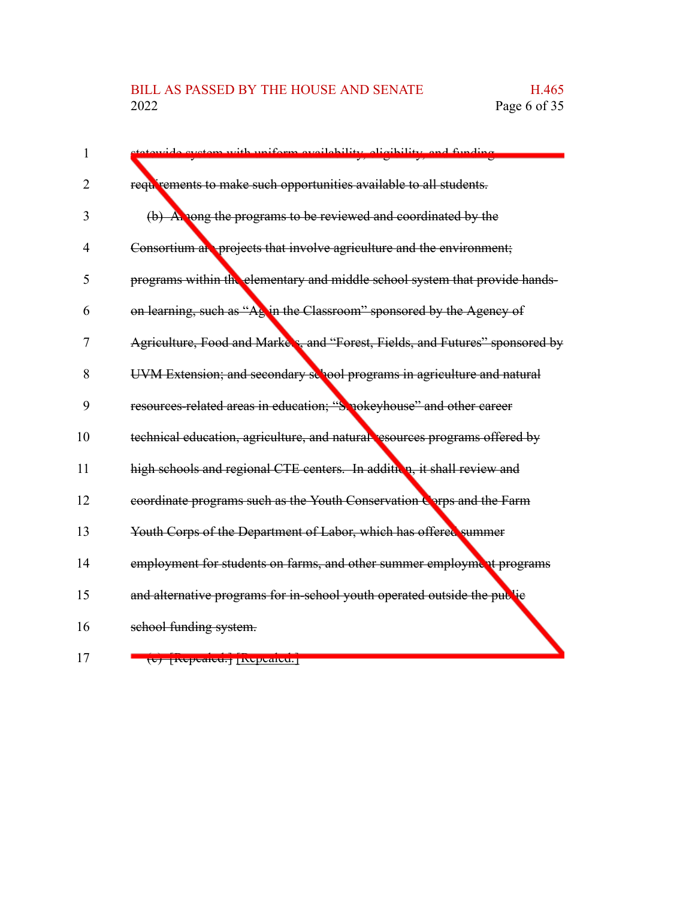statewide system with uniform availability, eligibility, and funding requirements to make such opportunities available to all students.

(b) Among the programs to be reviewed and coordinated by the Consortium are projects that involve agriculture and the environment; programs within the elementary and middle school system that provide hands-on learning, such as "Ag in the Classroom" sponsored by the Agency of Agriculture, Food and Markets, and "Forest, Fields, and Futures" sponsored by UVM Extension; and secondary school programs in agriculture and natural resources-related areas in education; "Smokeyhouse" and other career technical education, agriculture, and natural resources programs offered by high schools and regional CTE centers. In addition, it shall review and coordinate programs such as the Youth Conservation Corps and the Farm Youth Corps of the Department of Labor, which has offered summer employment for students on farms, and other summer employment programs and alternative programs for in-school youth operated outside the public school funding system.

(c) [Repealed.] [Repealed.]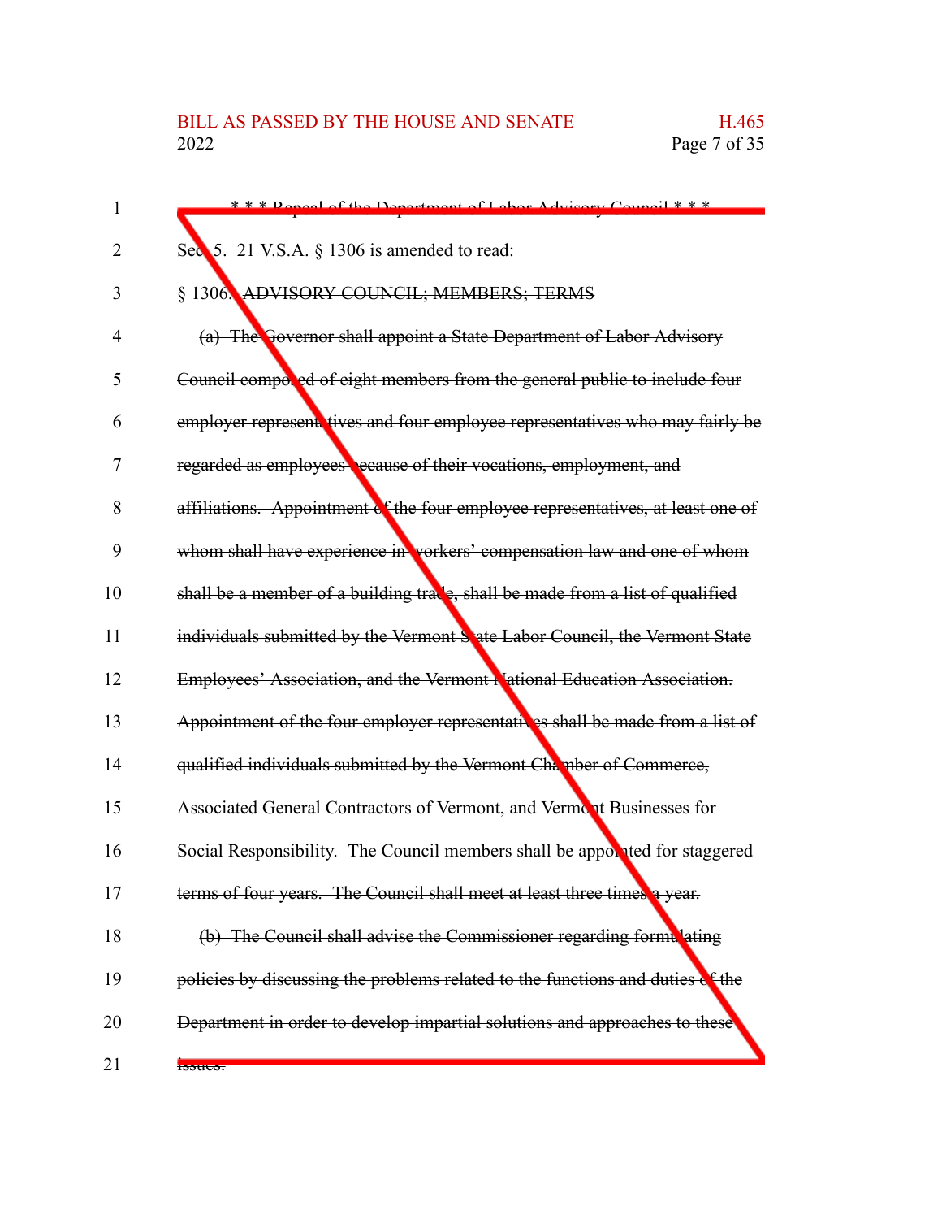\* \* \* Repeal of the Department of Labor Advisory Council \* \* \*

Sec. 5. 21 V.S.A. § 1306 is amended to read:

§ 1306. ~~ADVISORY COUNCIL; MEMBERS; TERMS~~

~~(a) The Governor shall appoint a State Department of Labor Advisory Council composed of eight members from the general public to include four employer representatives and four employee representatives who may fairly be regarded as employees because of their vocations, employment, and affiliations. Appointment of the four employee representatives, at least one of whom shall have experience in workers' compensation law and one of whom shall be a member of a building trade, shall be made from a list of qualified individuals submitted by the Vermont State Labor Council, the Vermont State Employees' Association, and the Vermont National Education Association. Appointment of the four employer representatives shall be made from a list of qualified individuals submitted by the Vermont Chamber of Commerce, Associated General Contractors of Vermont, and Vermont Businesses for Social Responsibility. The Council members shall be appointed for staggered terms of four years. The Council shall meet at least three times a year.~~

~~(b) The Council shall advise the Commissioner regarding formulating policies by discussing the problems related to the functions and duties of the Department in order to develop impartial solutions and approaches to these issues.~~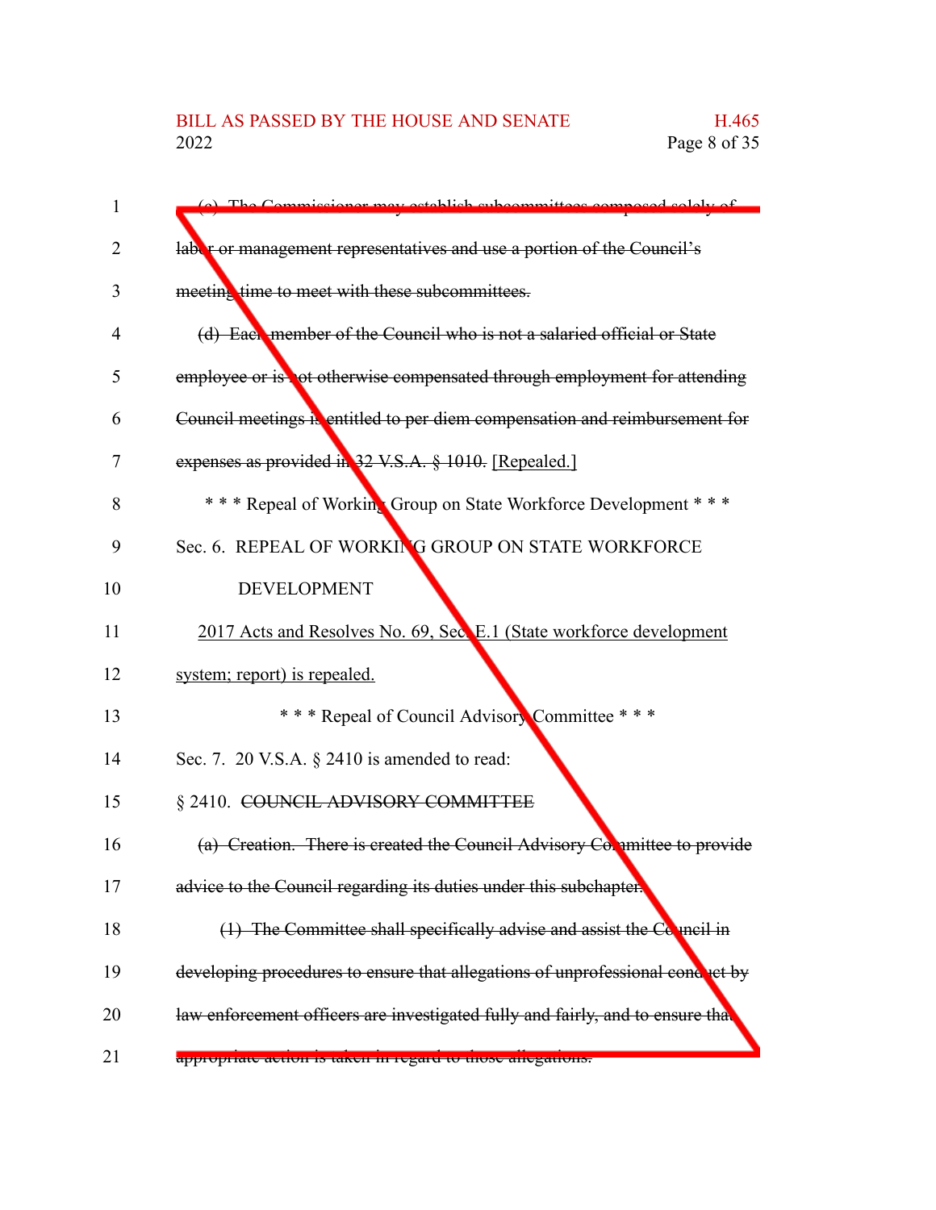~~(c) The Commissioner may establish subcommittees composed solely of labor or management representatives and use a portion of the Council's meeting time to meet with these subcommittees.~~

~~(d) Each member of the Council who is not a salaried official or State employee or is not otherwise compensated through employment for attending Council meetings is entitled to per diem compensation and reimbursement for expenses as provided in 32 V.S.A. § 1010.~~ [Repealed.]

\* \* \* Repeal of Working Group on State Workforce Development \* \* \*

Sec. 6. REPEAL OF WORKING GROUP ON STATE WORKFORCE DEVELOPMENT

2017 Acts and Resolves No. 69, Sec. E.1 (State workforce development system; report) is repealed.

\* \* \* Repeal of Council Advisory Committee \* \* \*

Sec. 7. 20 V.S.A. § 2410 is amended to read:

§ 2410. ~~COUNCIL ADVISORY COMMITTEE~~

~~(a) Creation. There is created the Council Advisory Committee to provide advice to the Council regarding its duties under this subchapter.~~

~~(1) The Committee shall specifically advise and assist the Council in developing procedures to ensure that allegations of unprofessional conduct by law enforcement officers are investigated fully and fairly, and to ensure that appropriate action is taken in regard to those allegations.~~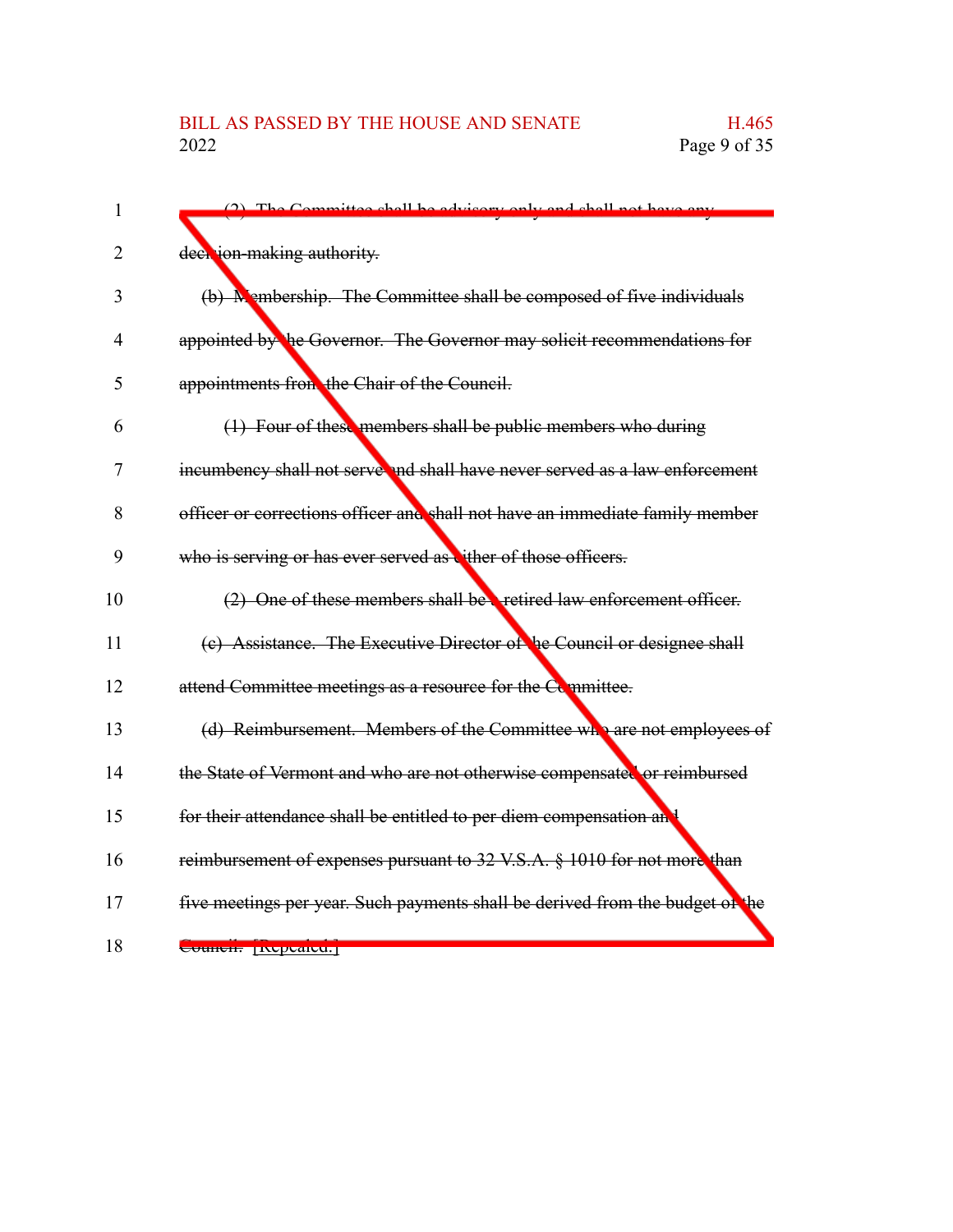~~(2) The Committee shall be advisory only and shall not have any decision-making authority.~~

~~(b) Membership. The Committee shall be composed of five individuals appointed by the Governor. The Governor may solicit recommendations for appointments from the Chair of the Council.~~

~~(1) Four of these members shall be public members who during incumbency shall not serve and shall have never served as a law enforcement officer or corrections officer and shall not have an immediate family member who is serving or has ever served as either of those officers.~~

~~(2) One of these members shall be a retired law enforcement officer.~~

~~(c) Assistance. The Executive Director of the Council or designee shall attend Committee meetings as a resource for the Committee.~~

~~(d) Reimbursement. Members of the Committee who are not employees of the State of Vermont and who are not otherwise compensated or reimbursed for their attendance shall be entitled to per diem compensation and reimbursement of expenses pursuant to 32 V.S.A. § 1010 for not more than five meetings per year. Such payments shall be derived from the budget of the Council.~~ [Repealed.]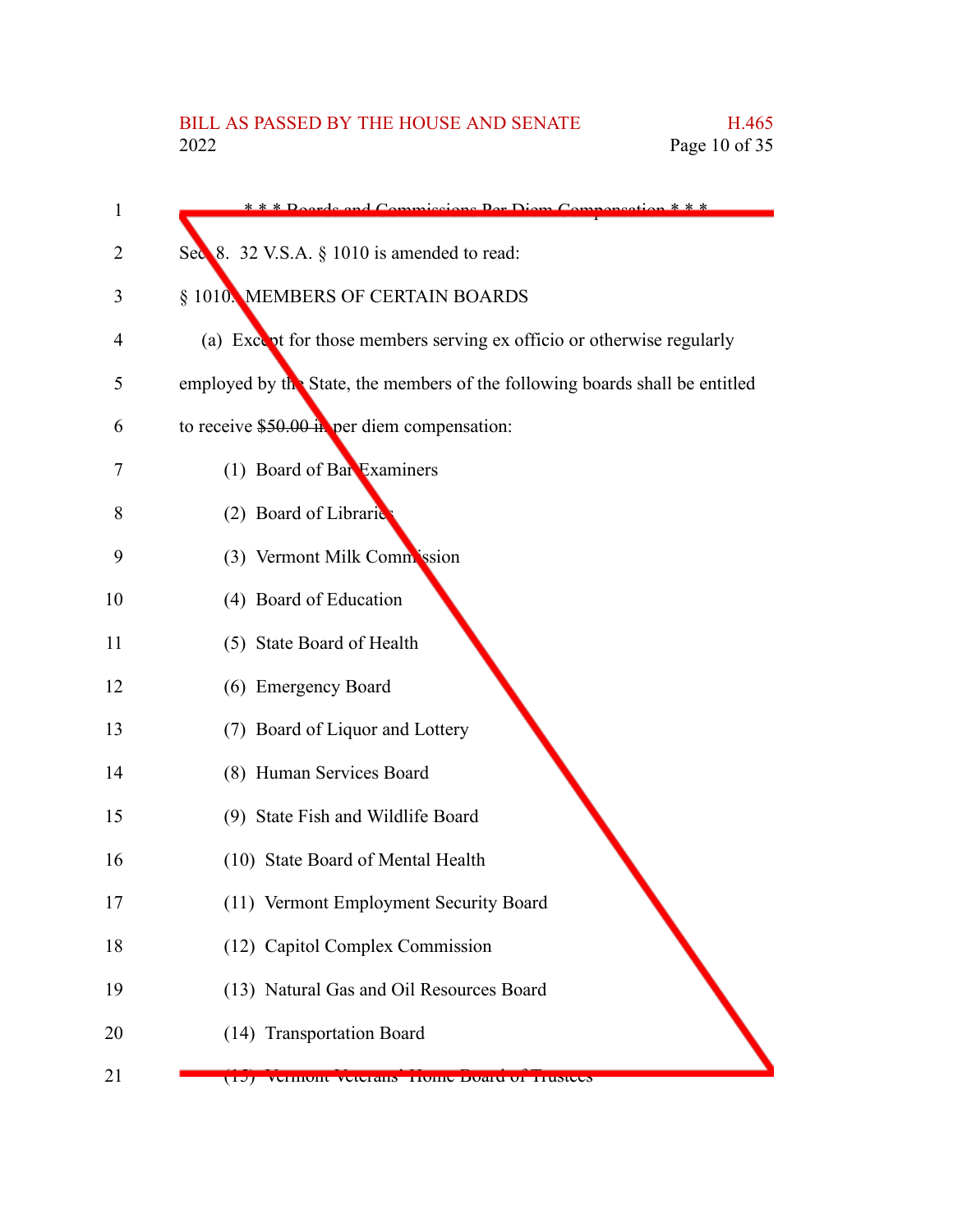\* \* \* Boards and Commissions Per Diem Compensation \* \* \*

Sec. 8. 32 V.S.A. § 1010 is amended to read:

§ 1010. MEMBERS OF CERTAIN BOARDS

(a) Except for those members serving ex officio or otherwise regularly employed by the State, the members of the following boards shall be entitled to receive ~~$50.00 in~~ per diem compensation:

(1) Board of Bar Examiners

(2) Board of Libraries

(3) Vermont Milk Commission

(4) Board of Education

(5) State Board of Health

(6) Emergency Board

(7) Board of Liquor and Lottery

(8) Human Services Board

(9) State Fish and Wildlife Board

(10) State Board of Mental Health

(11) Vermont Employment Security Board

(12) Capitol Complex Commission

(13) Natural Gas and Oil Resources Board

(14) Transportation Board

(15) Vermont Veterans' Home Board of Trustees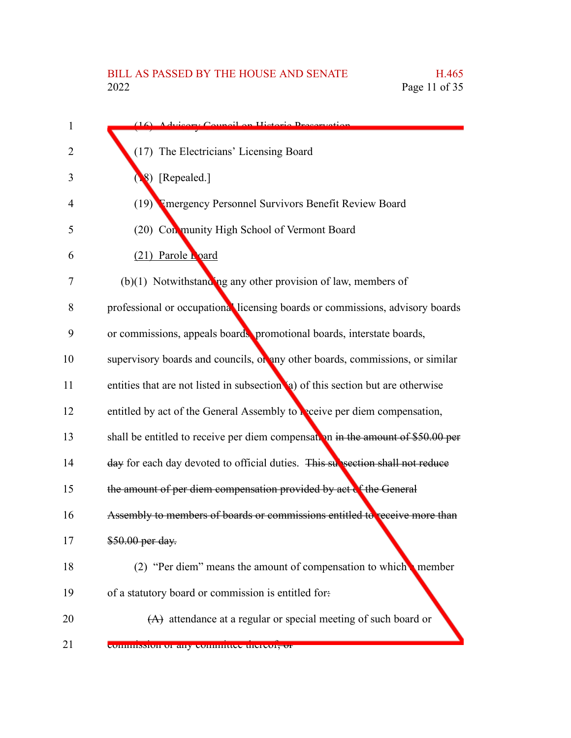(16) Advisory Council on Historic Preservation

(17) The Electricians' Licensing Board

(18) [Repealed.]

(19) Emergency Personnel Survivors Benefit Review Board

(20) Community High School of Vermont Board

(21) Parole Board

(b)(1) Notwithstanding any other provision of law, members of professional or occupational licensing boards or commissions, advisory boards or commissions, appeals boards, promotional boards, interstate boards, supervisory boards and councils, or any other boards, commissions, or similar entities that are not listed in subsection (a) of this section but are otherwise entitled by act of the General Assembly to receive per diem compensation, shall be entitled to receive per diem compensation ~~in the amount of $50.00 per day~~ for each day devoted to official duties. ~~This subsection shall not reduce the amount of per diem compensation provided by act of the General Assembly to members of boards or commissions entitled to receive more than $50.00 per day.~~

(2) "Per diem" means the amount of compensation to which a member of a statutory board or commission is entitled for~~:~~

~~(A)~~ attendance at a regular or special meeting of such board or commission or any committee thereof~~; or~~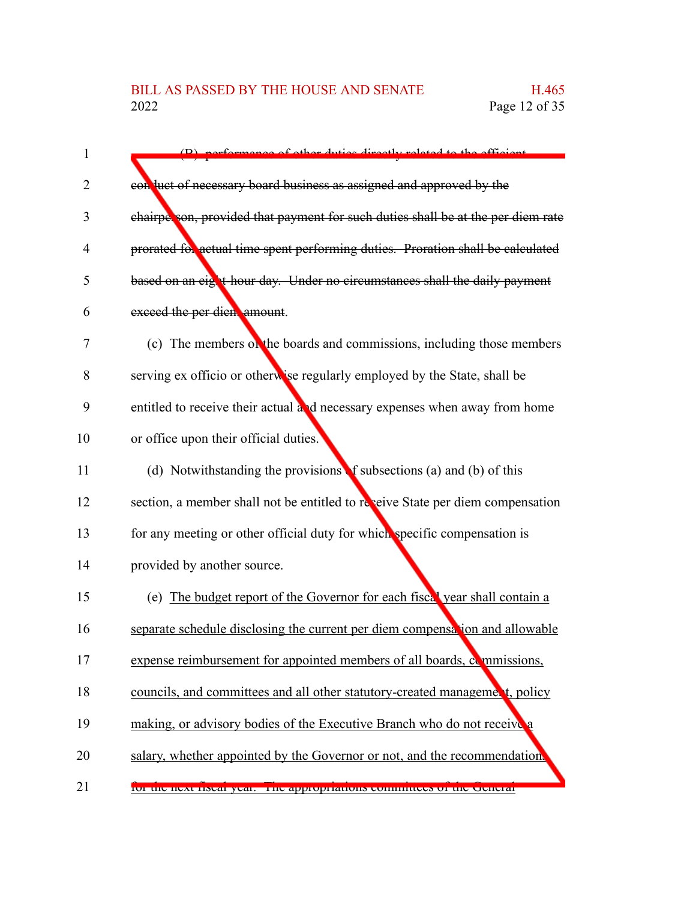~~(B) performance of other duties directly related to the efficient conduct of necessary board business as assigned and approved by the chairperson, provided that payment for such duties shall be at the per diem rate prorated for actual time spent performing duties. Proration shall be calculated based on an eight-hour day. Under no circumstances shall the daily payment exceed the per diem amount.~~

(c) The members of the boards and commissions, including those members serving ex officio or otherwise regularly employed by the State, shall be entitled to receive their actual and necessary expenses when away from home or office upon their official duties.

(d) Notwithstanding the provisions of subsections (a) and (b) of this section, a member shall not be entitled to receive State per diem compensation for any meeting or other official duty for which specific compensation is provided by another source.

(e) <u>The budget report of the Governor for each fiscal year shall contain a separate schedule disclosing the current per diem compensation and allowable expense reimbursement for appointed members of all boards, commissions, councils, and committees and all other statutory-created management, policy making, or advisory bodies of the Executive Branch who do not receive a salary, whether appointed by the Governor or not, and the recommendations for the next fiscal year. The appropriations committees of the General</u>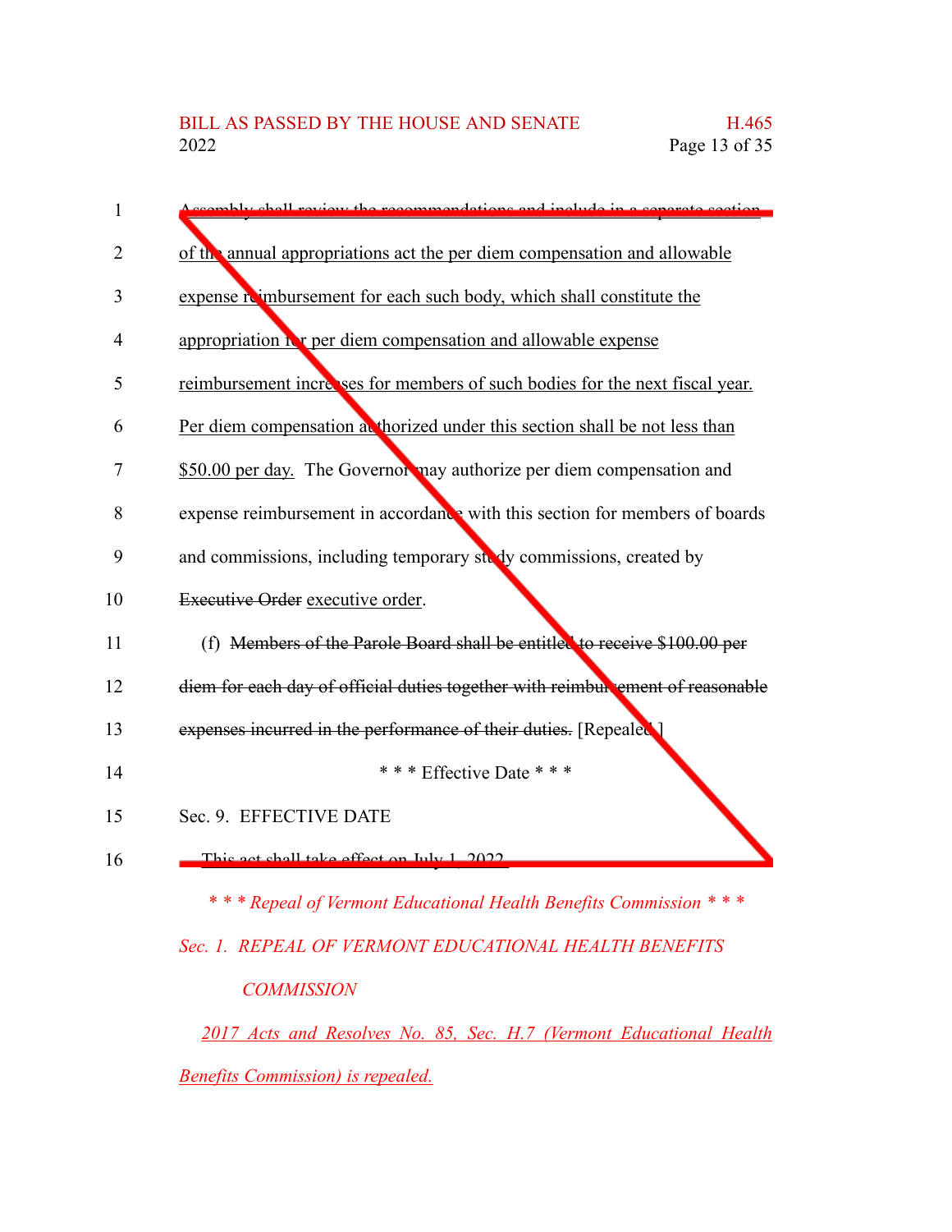Assembly shall review the recommendations and include in a separate section of the annual appropriations act the per diem compensation and allowable expense reimbursement for each such body, which shall constitute the appropriation for per diem compensation and allowable expense reimbursement increases for members of such bodies for the next fiscal year. Per diem compensation authorized under this section shall be not less than $50.00 per day. The Governor may authorize per diem compensation and expense reimbursement in accordance with this section for members of boards and commissions, including temporary study commissions, created by ~~Executive Order~~ executive order.

(f) ~~Members of the Parole Board shall be entitled to receive $100.00 per diem for each day of official duties together with reimbursement of reasonable expenses incurred in the performance of their duties.~~ [Repealed.]

\* \* \* Effective Date \* \* \*

Sec. 9. EFFECTIVE DATE

This act shall take effect on July 1, 2022.

*\* \* \* Repeal of Vermont Educational Health Benefits Commission \* \* \**

*Sec. 1. REPEAL OF VERMONT EDUCATIONAL HEALTH BENEFITS COMMISSION*

*2017 Acts and Resolves No. 85, Sec. H.7 (Vermont Educational Health Benefits Commission) is repealed.*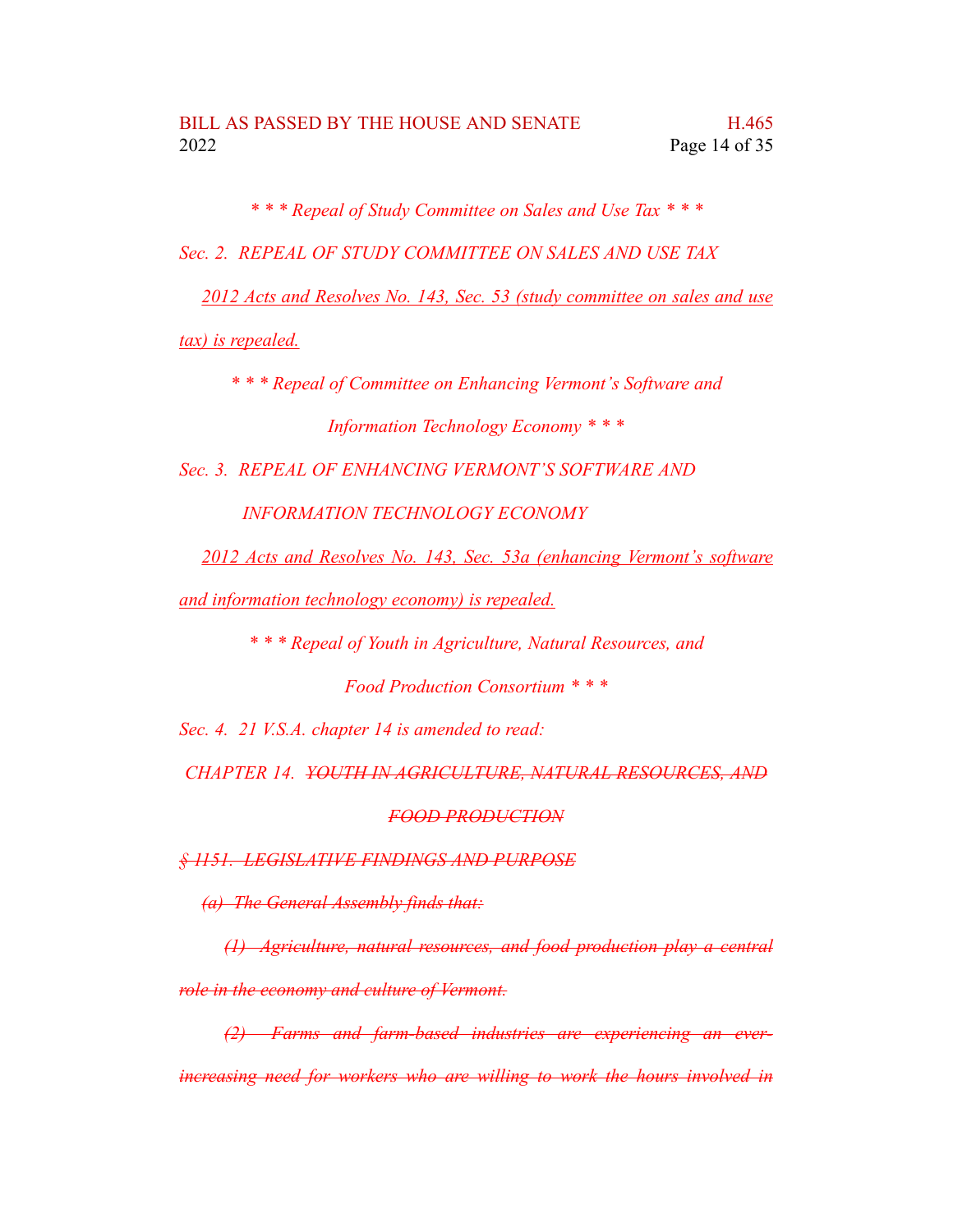*\* \* \* Repeal of Study Committee on Sales and Use Tax \* \* \**

*Sec. 2. REPEAL OF STUDY COMMITTEE ON SALES AND USE TAX*

<u>*2012 Acts and Resolves No. 143, Sec. 53 (study committee on sales and use tax) is repealed.*</u>

*\* \* \* Repeal of Committee on Enhancing Vermont's Software and Information Technology Economy \* \* \**

*Sec. 3. REPEAL OF ENHANCING VERMONT'S SOFTWARE AND INFORMATION TECHNOLOGY ECONOMY*

<u>*2012 Acts and Resolves No. 143, Sec. 53a (enhancing Vermont's software and information technology economy) is repealed.*</u>

*\* \* \* Repeal of Youth in Agriculture, Natural Resources, and Food Production Consortium \* \* \**

*Sec. 4. 21 V.S.A. chapter 14 is amended to read:*

*CHAPTER 14.* ~~*YOUTH IN AGRICULTURE, NATURAL RESOURCES, AND FOOD PRODUCTION*~~

~~*§ 1151. LEGISLATIVE FINDINGS AND PURPOSE*~~

~~*(a) The General Assembly finds that:*~~

~~*(1) Agriculture, natural resources, and food production play a central role in the economy and culture of Vermont.*~~

~~*(2) Farms and farm-based industries are experiencing an ever-increasing need for workers who are willing to work the hours involved in*~~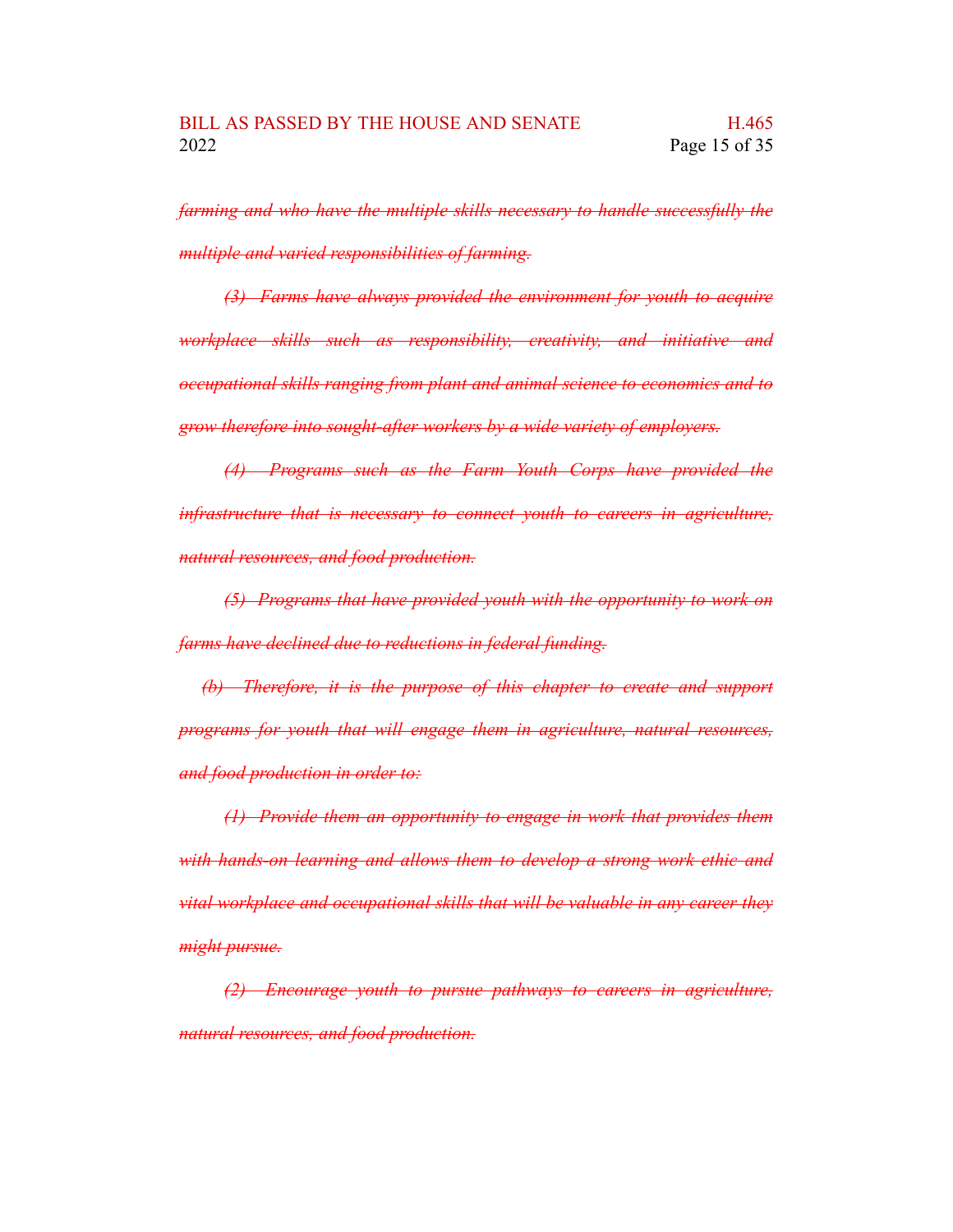*~~farming and who have the multiple skills necessary to handle successfully the multiple and varied responsibilities of farming.~~*

*~~(3) Farms have always provided the environment for youth to acquire workplace skills such as responsibility, creativity, and initiative and occupational skills ranging from plant and animal science to economics and to grow therefore into sought-after workers by a wide variety of employers.~~*

*~~(4) Programs such as the Farm Youth Corps have provided the infrastructure that is necessary to connect youth to careers in agriculture, natural resources, and food production.~~*

*~~(5) Programs that have provided youth with the opportunity to work on farms have declined due to reductions in federal funding.~~*

*~~(b) Therefore, it is the purpose of this chapter to create and support programs for youth that will engage them in agriculture, natural resources, and food production in order to:~~*

*~~(1) Provide them an opportunity to engage in work that provides them with hands-on learning and allows them to develop a strong work ethic and vital workplace and occupational skills that will be valuable in any career they might pursue.~~*

*~~(2) Encourage youth to pursue pathways to careers in agriculture, natural resources, and food production.~~*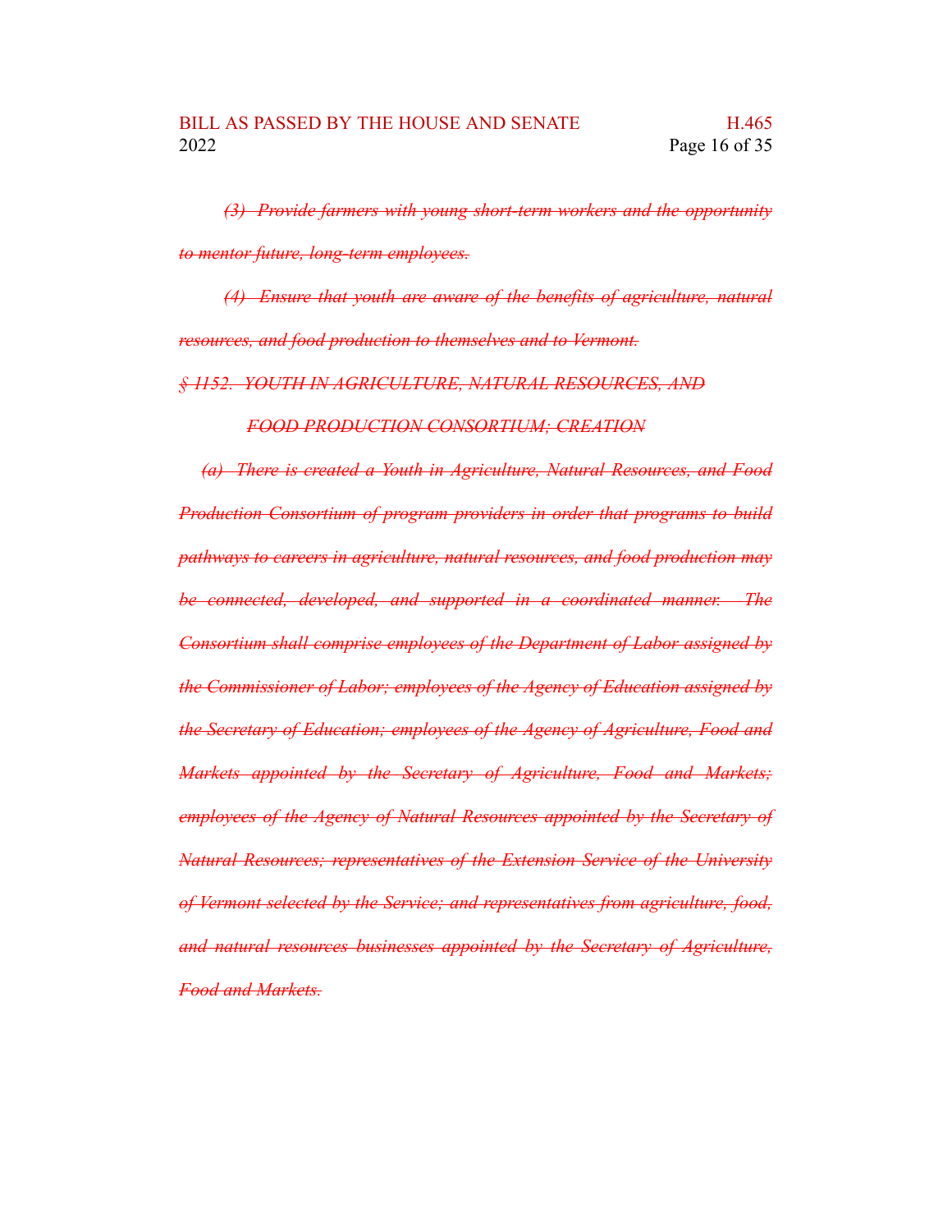~~*(3) Provide farmers with young short-term workers and the opportunity to mentor future, long-term employees.*~~

~~*(4) Ensure that youth are aware of the benefits of agriculture, natural resources, and food production to themselves and to Vermont.*~~

~~*§ 1152. YOUTH IN AGRICULTURE, NATURAL RESOURCES, AND FOOD PRODUCTION CONSORTIUM; CREATION*~~

~~*(a) There is created a Youth in Agriculture, Natural Resources, and Food Production Consortium of program providers in order that programs to build pathways to careers in agriculture, natural resources, and food production may be connected, developed, and supported in a coordinated manner. The Consortium shall comprise employees of the Department of Labor assigned by the Commissioner of Labor; employees of the Agency of Education assigned by the Secretary of Education; employees of the Agency of Agriculture, Food and Markets appointed by the Secretary of Agriculture, Food and Markets; employees of the Agency of Natural Resources appointed by the Secretary of Natural Resources; representatives of the Extension Service of the University of Vermont selected by the Service; and representatives from agriculture, food, and natural resources businesses appointed by the Secretary of Agriculture, Food and Markets.*~~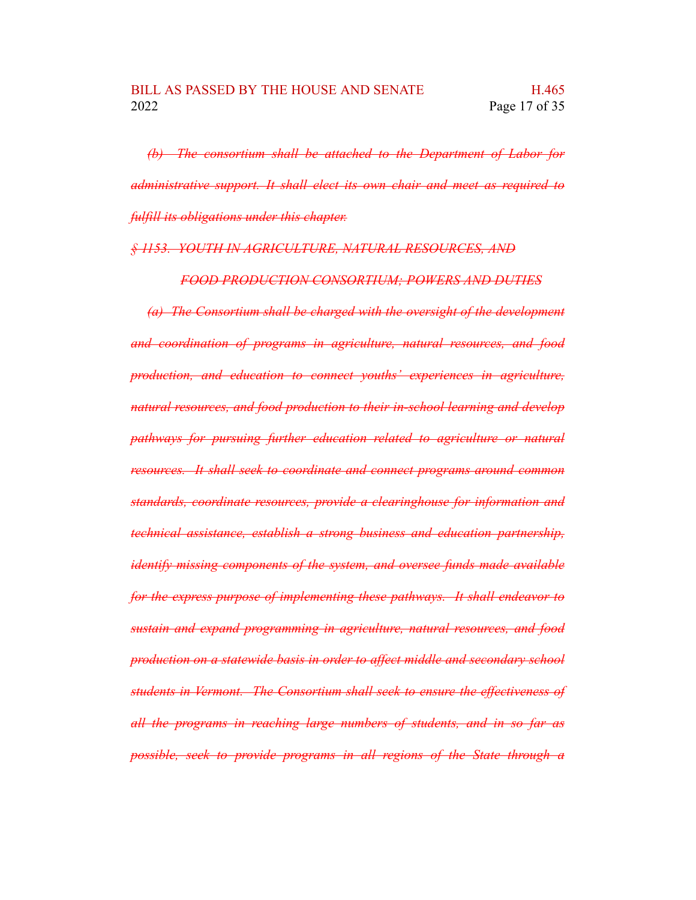~~*(b) The consortium shall be attached to the Department of Labor for administrative support. It shall elect its own chair and meet as required to fulfill its obligations under this chapter.*~~

~~*§ 1153. YOUTH IN AGRICULTURE, NATURAL RESOURCES, AND FOOD PRODUCTION CONSORTIUM; POWERS AND DUTIES*~~

~~*(a) The Consortium shall be charged with the oversight of the development and coordination of programs in agriculture, natural resources, and food production, and education to connect youths' experiences in agriculture, natural resources, and food production to their in-school learning and develop pathways for pursuing further education related to agriculture or natural resources. It shall seek to coordinate and connect programs around common standards, coordinate resources, provide a clearinghouse for information and technical assistance, establish a strong business and education partnership, identify missing components of the system, and oversee funds made available for the express purpose of implementing these pathways. It shall endeavor to sustain and expand programming in agriculture, natural resources, and food production on a statewide basis in order to affect middle and secondary school students in Vermont. The Consortium shall seek to ensure the effectiveness of all the programs in reaching large numbers of students, and in so far as possible, seek to provide programs in all regions of the State through a*~~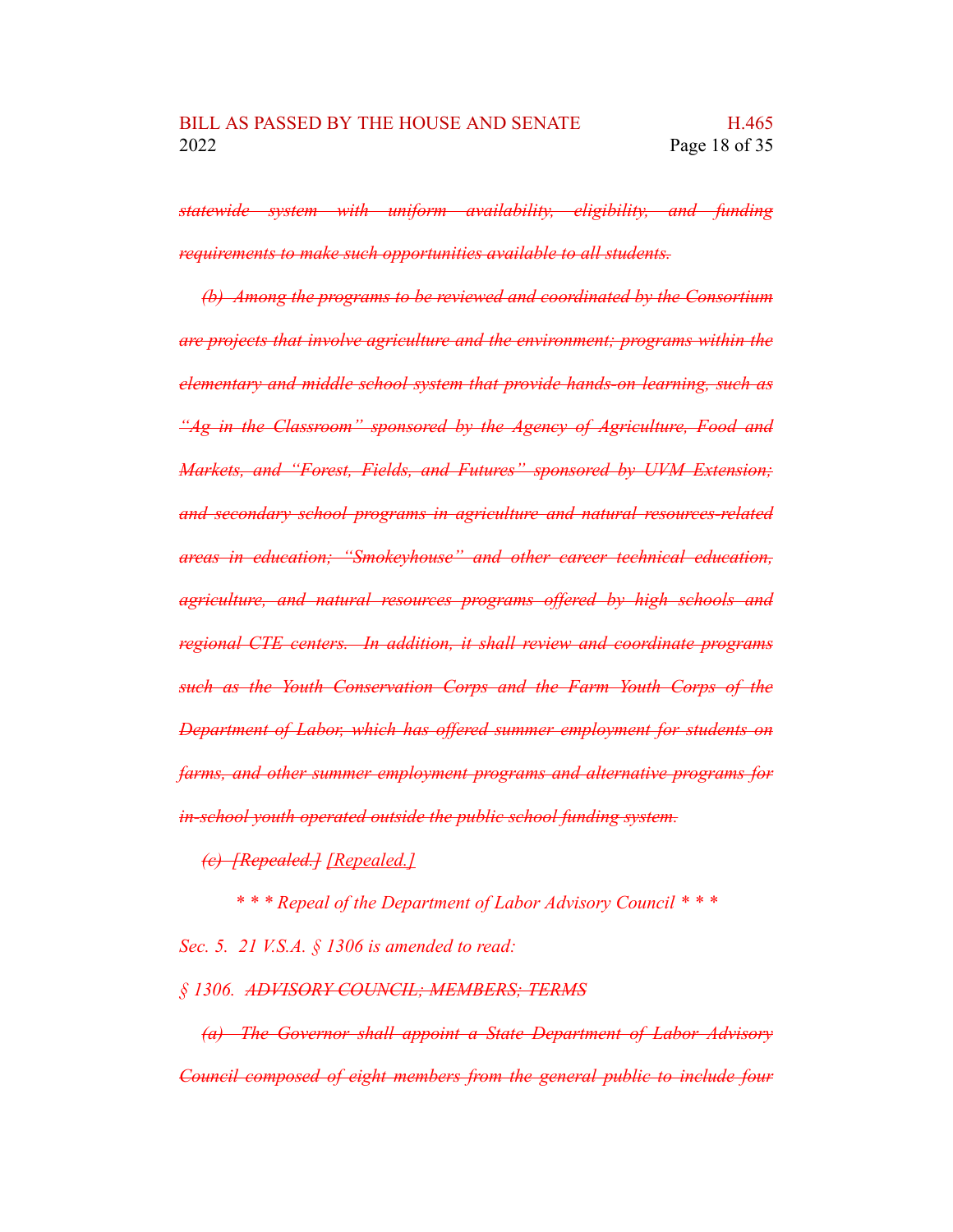~~*statewide system with uniform availability, eligibility, and funding requirements to make such opportunities available to all students.*~~

~~*(b) Among the programs to be reviewed and coordinated by the Consortium are projects that involve agriculture and the environment; programs within the elementary and middle school system that provide hands-on learning, such as "Ag in the Classroom" sponsored by the Agency of Agriculture, Food and Markets, and "Forest, Fields, and Futures" sponsored by UVM Extension; and secondary school programs in agriculture and natural resources-related areas in education; "Smokeyhouse" and other career technical education, agriculture, and natural resources programs offered by high schools and regional CTE centers. In addition, it shall review and coordinate programs such as the Youth Conservation Corps and the Farm Youth Corps of the Department of Labor, which has offered summer employment for students on farms, and other summer employment programs and alternative programs for in-school youth operated outside the public school funding system.*~~

~~*(c) [Repealed.]*~~ *[Repealed.]*

*\* \* \* Repeal of the Department of Labor Advisory Council \* \* \**

*Sec. 5. 21 V.S.A. § 1306 is amended to read:*

*§ 1306.* ~~*ADVISORY COUNCIL; MEMBERS; TERMS*~~

~~*(a) The Governor shall appoint a State Department of Labor Advisory Council composed of eight members from the general public to include four*~~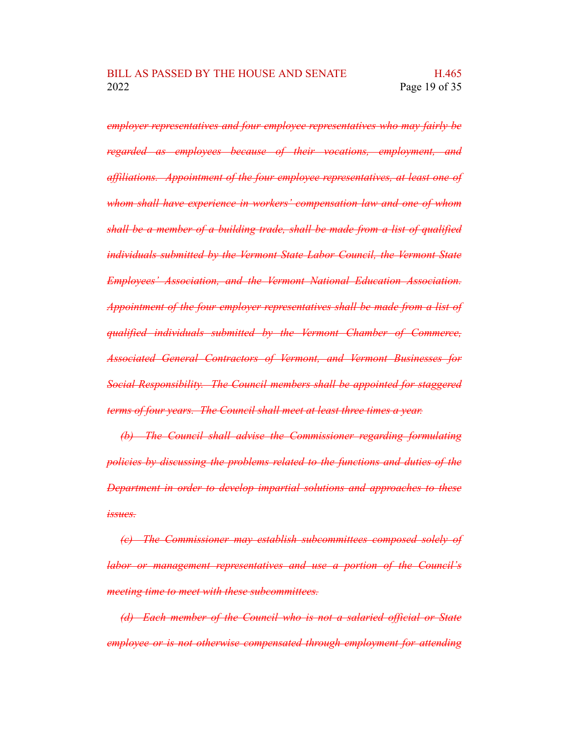~~*employer representatives and four employee representatives who may fairly be regarded as employees because of their vocations, employment, and affiliations. Appointment of the four employee representatives, at least one of whom shall have experience in workers' compensation law and one of whom shall be a member of a building trade, shall be made from a list of qualified individuals submitted by the Vermont State Labor Council, the Vermont State Employees' Association, and the Vermont National Education Association. Appointment of the four employer representatives shall be made from a list of qualified individuals submitted by the Vermont Chamber of Commerce, Associated General Contractors of Vermont, and Vermont Businesses for Social Responsibility. The Council members shall be appointed for staggered terms of four years. The Council shall meet at least three times a year.*~~

~~*(b) The Council shall advise the Commissioner regarding formulating policies by discussing the problems related to the functions and duties of the Department in order to develop impartial solutions and approaches to these issues.*~~

~~*(c) The Commissioner may establish subcommittees composed solely of labor or management representatives and use a portion of the Council's meeting time to meet with these subcommittees.*~~

~~*(d) Each member of the Council who is not a salaried official or State employee or is not otherwise compensated through employment for attending*~~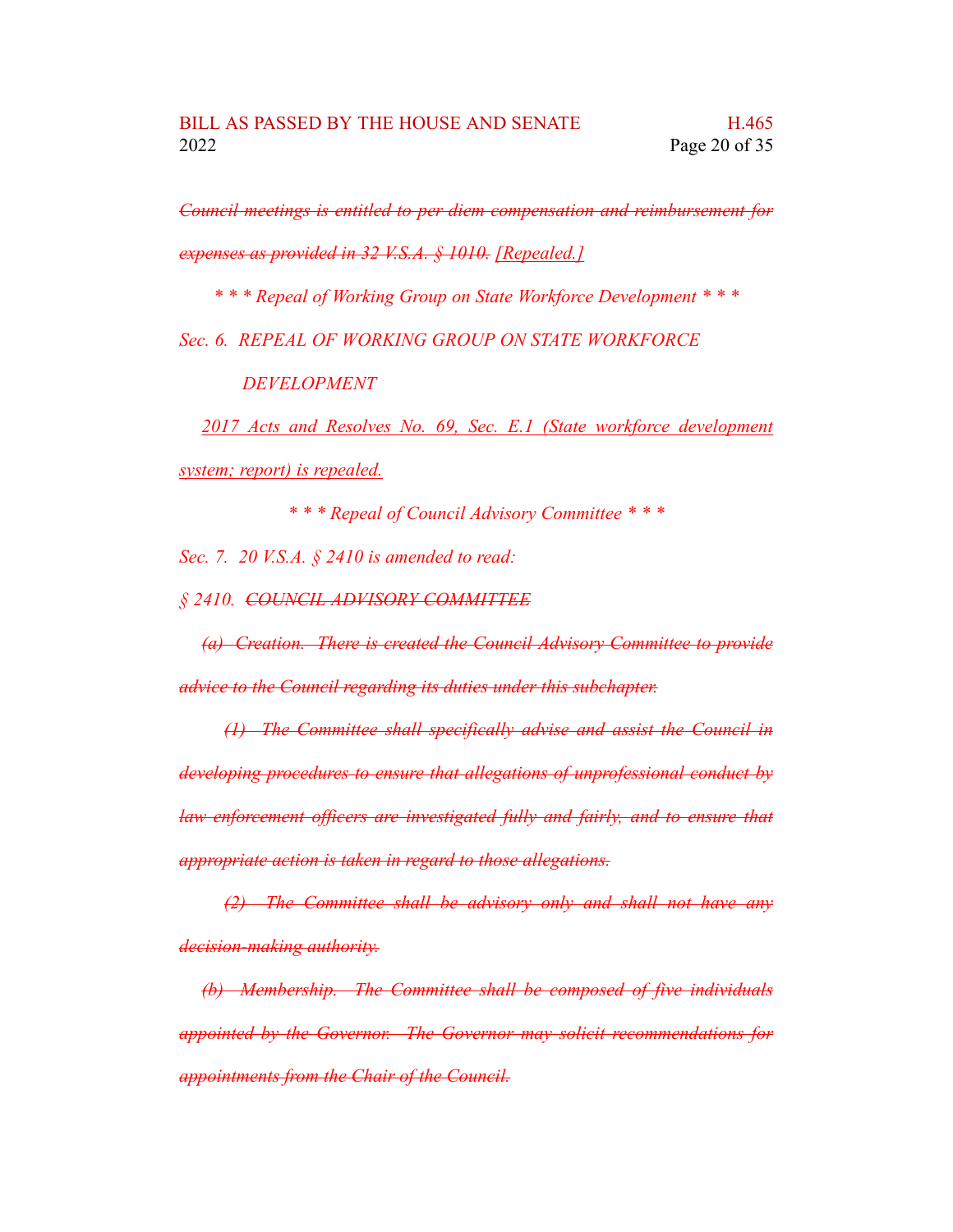~~*Council meetings is entitled to per diem compensation and reimbursement for expenses as provided in 32 V.S.A. § 1010.*~~ *[Repealed.]*

*\* \* \* Repeal of Working Group on State Workforce Development \* \* \**

*Sec. 6. REPEAL OF WORKING GROUP ON STATE WORKFORCE DEVELOPMENT*

*2017 Acts and Resolves No. 69, Sec. E.1 (State workforce development system; report) is repealed.*

*\* \* \* Repeal of Council Advisory Committee \* \* \**

*Sec. 7. 20 V.S.A. § 2410 is amended to read:*

*§ 2410.* ~~*COUNCIL ADVISORY COMMITTEE*~~

~~*(a) Creation. There is created the Council Advisory Committee to provide advice to the Council regarding its duties under this subchapter.*~~

~~*(1) The Committee shall specifically advise and assist the Council in developing procedures to ensure that allegations of unprofessional conduct by law enforcement officers are investigated fully and fairly, and to ensure that appropriate action is taken in regard to those allegations.*~~

~~*(2) The Committee shall be advisory only and shall not have any decision-making authority.*~~

~~*(b) Membership. The Committee shall be composed of five individuals appointed by the Governor. The Governor may solicit recommendations for appointments from the Chair of the Council.*~~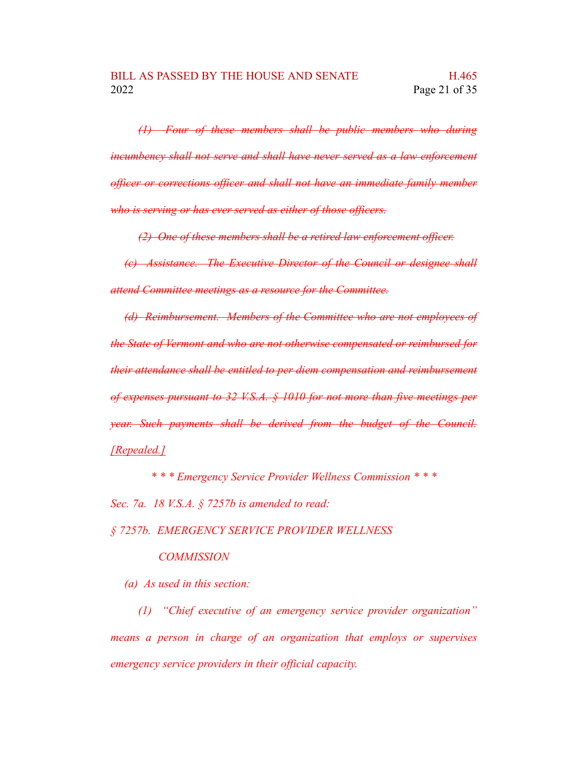~~*(1) Four of these members shall be public members who during incumbency shall not serve and shall have never served as a law enforcement officer or corrections officer and shall not have an immediate family member who is serving or has ever served as either of those officers.*~~

~~*(2) One of these members shall be a retired law enforcement officer.*~~

~~*(c) Assistance. The Executive Director of the Council or designee shall attend Committee meetings as a resource for the Committee.*~~

~~*(d) Reimbursement. Members of the Committee who are not employees of the State of Vermont and who are not otherwise compensated or reimbursed for their attendance shall be entitled to per diem compensation and reimbursement of expenses pursuant to 32 V.S.A. § 1010 for not more than five meetings per year. Such payments shall be derived from the budget of the Council.*~~ *[Repealed.]*

*\* \* \* Emergency Service Provider Wellness Commission \* \* \**

*Sec. 7a. 18 V.S.A. § 7257b is amended to read:*

*§ 7257b. EMERGENCY SERVICE PROVIDER WELLNESS COMMISSION*

*(a) As used in this section:*

*(1) "Chief executive of an emergency service provider organization" means a person in charge of an organization that employs or supervises emergency service providers in their official capacity.*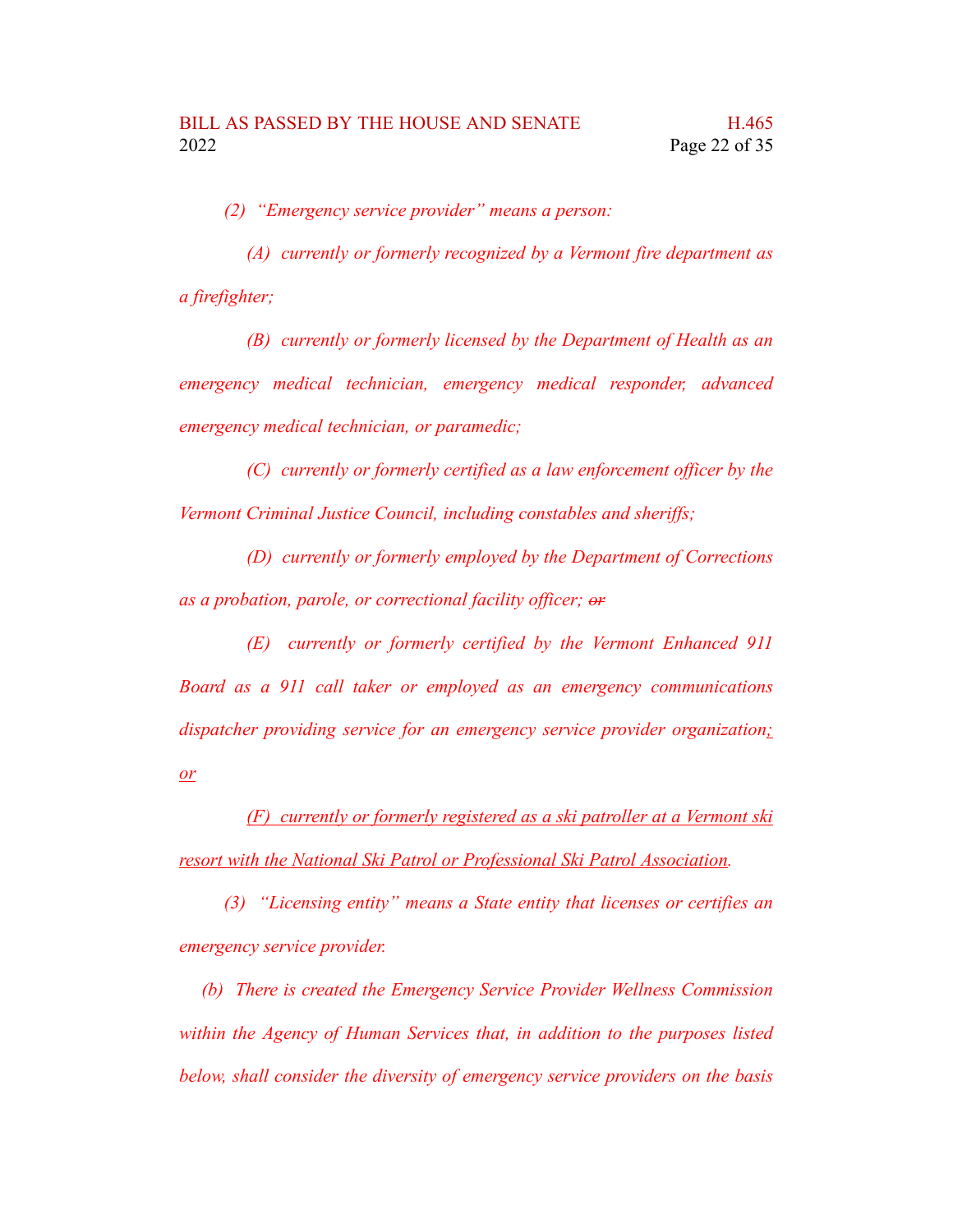*(2) "Emergency service provider" means a person:*

*(A) currently or formerly recognized by a Vermont fire department as a firefighter;*

*(B) currently or formerly licensed by the Department of Health as an emergency medical technician, emergency medical responder, advanced emergency medical technician, or paramedic;*

*(C) currently or formerly certified as a law enforcement officer by the Vermont Criminal Justice Council, including constables and sheriffs;*

*(D) currently or formerly employed by the Department of Corrections as a probation, parole, or correctional facility officer; ~~or~~*

*(E) currently or formerly certified by the Vermont Enhanced 911 Board as a 911 call taker or employed as an emergency communications dispatcher providing service for an emergency service provider organization<u>; or</u>*

*<u>(F) currently or formerly registered as a ski patroller at a Vermont ski resort with the National Ski Patrol or Professional Ski Patrol Association</u>.*

*(3) "Licensing entity" means a State entity that licenses or certifies an emergency service provider.*

*(b) There is created the Emergency Service Provider Wellness Commission within the Agency of Human Services that, in addition to the purposes listed below, shall consider the diversity of emergency service providers on the basis*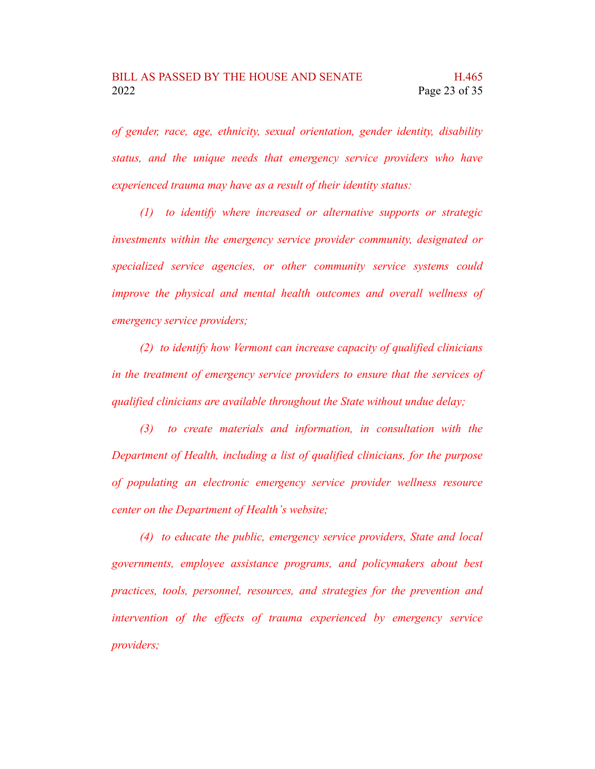*of gender, race, age, ethnicity, sexual orientation, gender identity, disability status, and the unique needs that emergency service providers who have experienced trauma may have as a result of their identity status:*

*(1) to identify where increased or alternative supports or strategic investments within the emergency service provider community, designated or specialized service agencies, or other community service systems could improve the physical and mental health outcomes and overall wellness of emergency service providers;*

*(2) to identify how Vermont can increase capacity of qualified clinicians in the treatment of emergency service providers to ensure that the services of qualified clinicians are available throughout the State without undue delay;*

*(3) to create materials and information, in consultation with the Department of Health, including a list of qualified clinicians, for the purpose of populating an electronic emergency service provider wellness resource center on the Department of Health's website;*

*(4) to educate the public, emergency service providers, State and local governments, employee assistance programs, and policymakers about best practices, tools, personnel, resources, and strategies for the prevention and intervention of the effects of trauma experienced by emergency service providers;*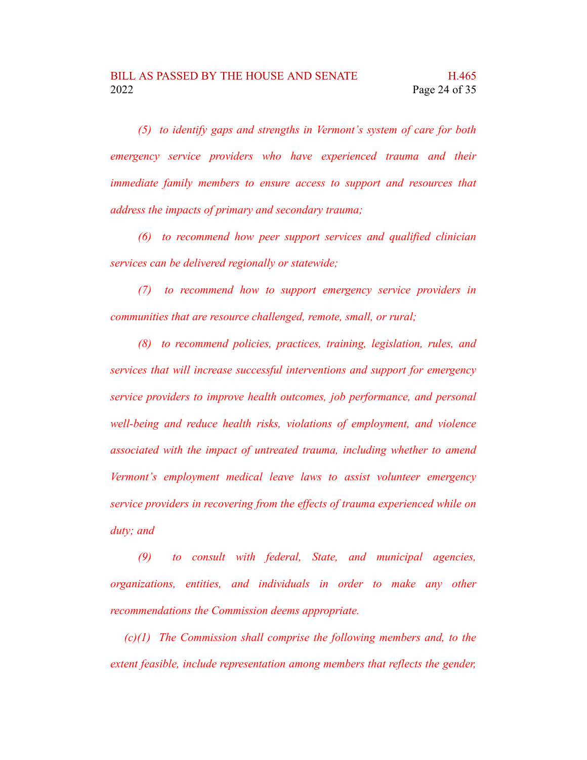*(5) to identify gaps and strengths in Vermont's system of care for both emergency service providers who have experienced trauma and their immediate family members to ensure access to support and resources that address the impacts of primary and secondary trauma;*

*(6) to recommend how peer support services and qualified clinician services can be delivered regionally or statewide;*

*(7) to recommend how to support emergency service providers in communities that are resource challenged, remote, small, or rural;*

*(8) to recommend policies, practices, training, legislation, rules, and services that will increase successful interventions and support for emergency service providers to improve health outcomes, job performance, and personal well-being and reduce health risks, violations of employment, and violence associated with the impact of untreated trauma, including whether to amend Vermont's employment medical leave laws to assist volunteer emergency service providers in recovering from the effects of trauma experienced while on duty; and*

*(9) to consult with federal, State, and municipal agencies, organizations, entities, and individuals in order to make any other recommendations the Commission deems appropriate.*

*(c)(1) The Commission shall comprise the following members and, to the extent feasible, include representation among members that reflects the gender,*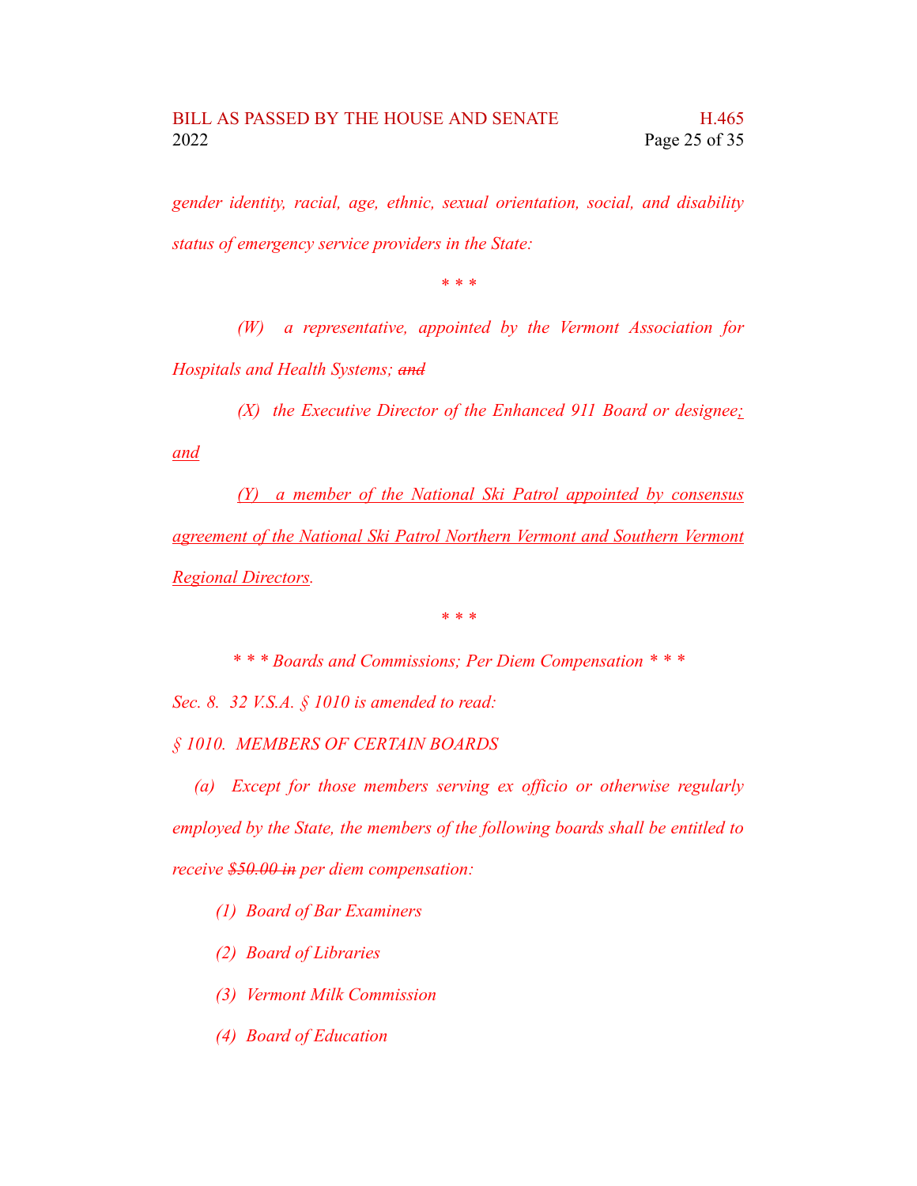*gender identity, racial, age, ethnic, sexual orientation, social, and disability status of emergency service providers in the State:*

\* \* \*

*(W) a representative, appointed by the Vermont Association for Hospitals and Health Systems; ~~and~~*

*(X) the Executive Director of the Enhanced 911 Board or designee<u>; and</u>*

*<u>(Y) a member of the National Ski Patrol appointed by consensus agreement of the National Ski Patrol Northern Vermont and Southern Vermont Regional Directors</u>.*

\* \* \*

*\* \* \* Boards and Commissions; Per Diem Compensation \* \* \**

*Sec. 8. 32 V.S.A. § 1010 is amended to read:*

*§ 1010. MEMBERS OF CERTAIN BOARDS*

*(a) Except for those members serving ex officio or otherwise regularly employed by the State, the members of the following boards shall be entitled to receive ~~$50.00 in~~ per diem compensation:*

*(1) Board of Bar Examiners*

*(2) Board of Libraries*

*(3) Vermont Milk Commission*

*(4) Board of Education*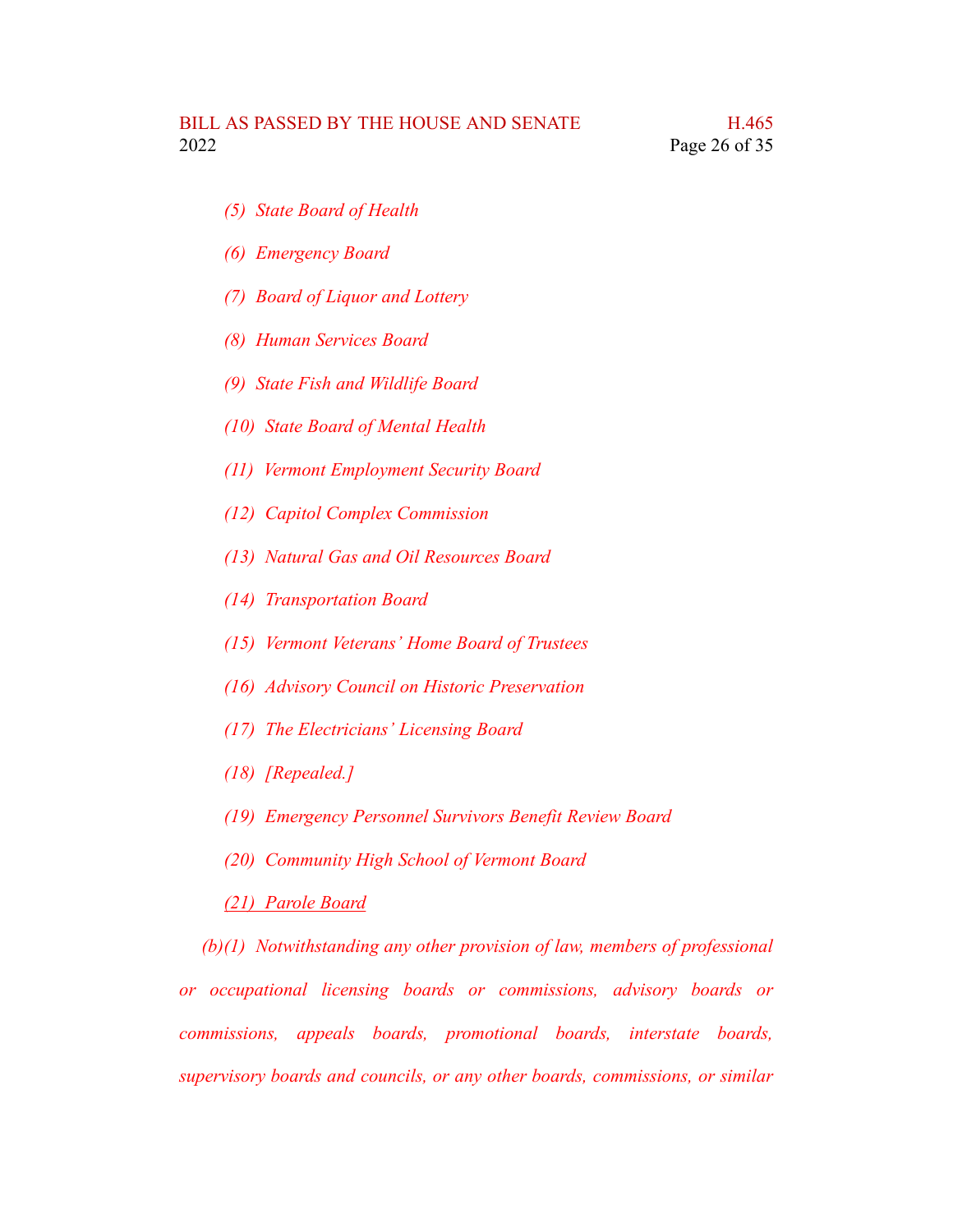*(5) State Board of Health*

*(6) Emergency Board*

*(7) Board of Liquor and Lottery*

*(8) Human Services Board*

*(9) State Fish and Wildlife Board*

*(10) State Board of Mental Health*

*(11) Vermont Employment Security Board*

*(12) Capitol Complex Commission*

*(13) Natural Gas and Oil Resources Board*

*(14) Transportation Board*

*(15) Vermont Veterans' Home Board of Trustees*

*(16) Advisory Council on Historic Preservation*

*(17) The Electricians' Licensing Board*

*(18) [Repealed.]*

*(19) Emergency Personnel Survivors Benefit Review Board*

*(20) Community High School of Vermont Board*

*(21) Parole Board*

*(b)(1) Notwithstanding any other provision of law, members of professional or occupational licensing boards or commissions, advisory boards or commissions, appeals boards, promotional boards, interstate boards, supervisory boards and councils, or any other boards, commissions, or similar*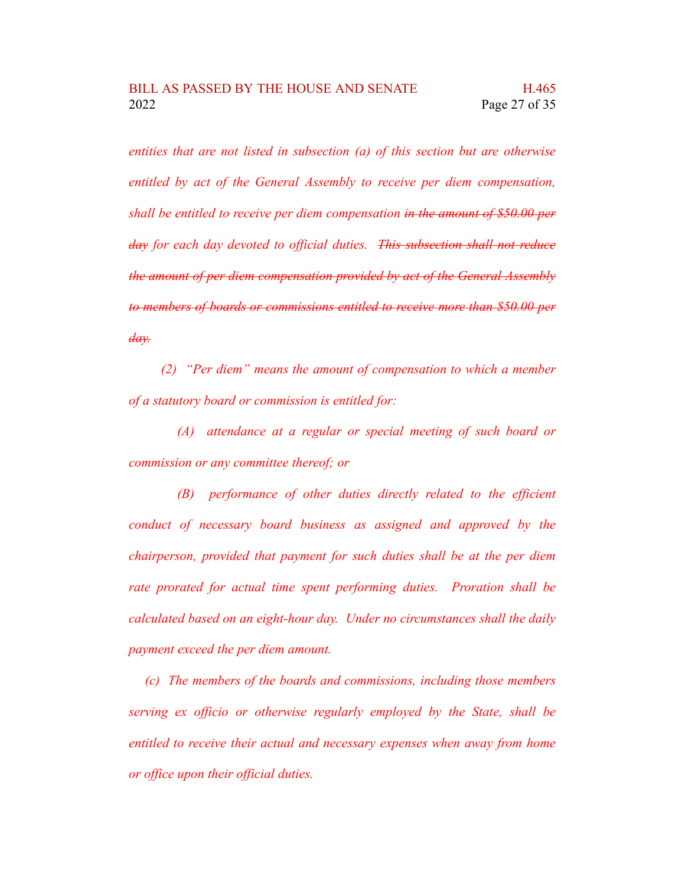*entities that are not listed in subsection (a) of this section but are otherwise entitled by act of the General Assembly to receive per diem compensation, shall be entitled to receive per diem compensation ~~in the amount of $50.00 per day~~ for each day devoted to official duties. ~~This subsection shall not reduce the amount of per diem compensation provided by act of the General Assembly to members of boards or commissions entitled to receive more than $50.00 per day.~~*

*(2) "Per diem" means the amount of compensation to which a member of a statutory board or commission is entitled for:*

*(A) attendance at a regular or special meeting of such board or commission or any committee thereof; or*

*(B) performance of other duties directly related to the efficient conduct of necessary board business as assigned and approved by the chairperson, provided that payment for such duties shall be at the per diem rate prorated for actual time spent performing duties. Proration shall be calculated based on an eight-hour day. Under no circumstances shall the daily payment exceed the per diem amount.*

*(c) The members of the boards and commissions, including those members serving ex officio or otherwise regularly employed by the State, shall be entitled to receive their actual and necessary expenses when away from home or office upon their official duties.*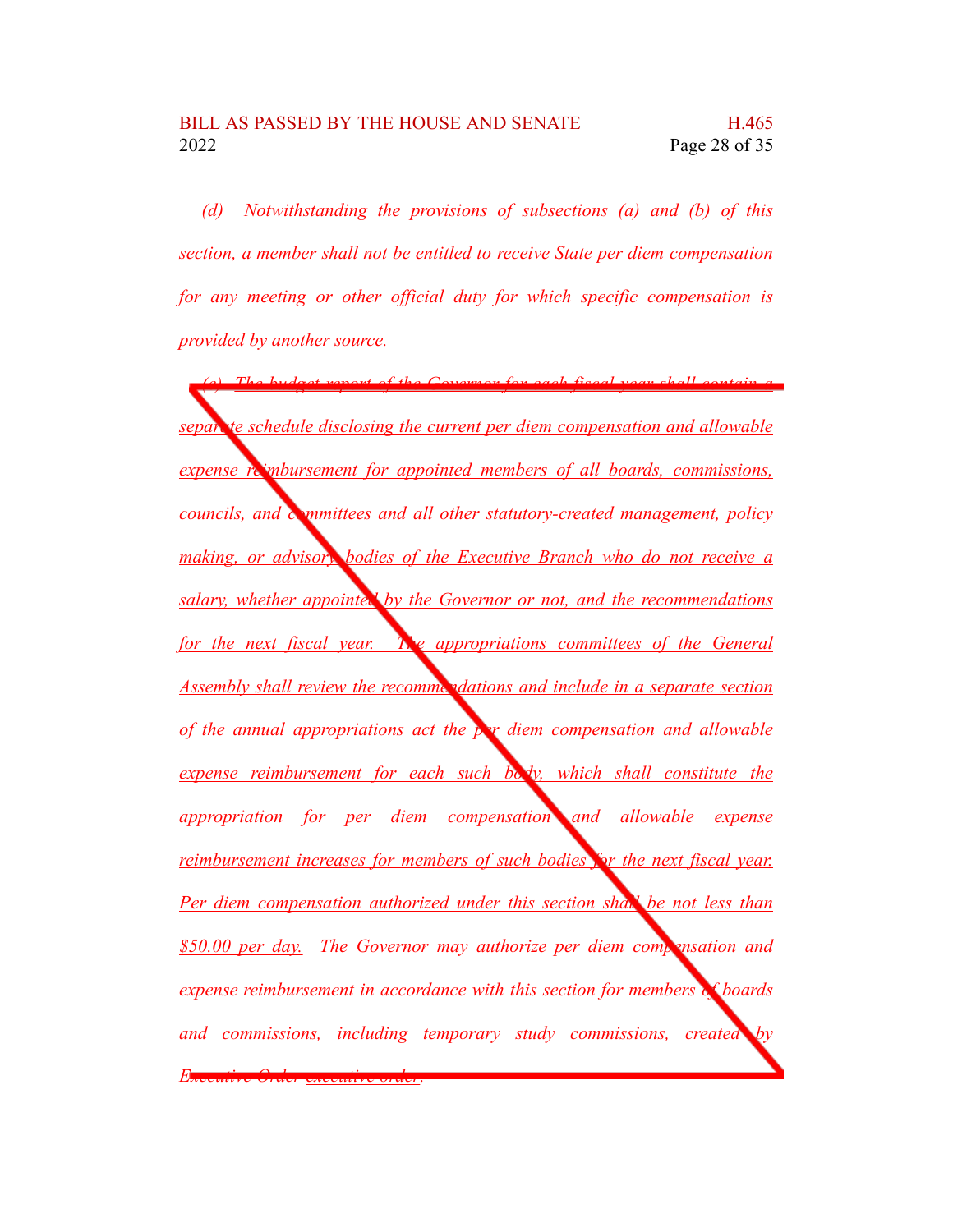*(d) Notwithstanding the provisions of subsections (a) and (b) of this section, a member shall not be entitled to receive State per diem compensation for any meeting or other official duty for which specific compensation is provided by another source.*

*(e) The budget report of the Governor for each fiscal year shall contain a separate schedule disclosing the current per diem compensation and allowable expense reimbursement for appointed members of all boards, commissions, councils, and committees and all other statutory-created management, policy making, or advisory bodies of the Executive Branch who do not receive a salary, whether appointed by the Governor or not, and the recommendations for the next fiscal year. The appropriations committees of the General Assembly shall review the recommendations and include in a separate section of the annual appropriations act the per diem compensation and allowable expense reimbursement for each such body, which shall constitute the appropriation for per diem compensation and allowable expense reimbursement increases for members of such bodies for the next fiscal year. Per diem compensation authorized under this section shall be not less than $50.00 per day. The Governor may authorize per diem compensation and expense reimbursement in accordance with this section for members of boards and commissions, including temporary study commissions, created by ~~Executive Order~~ executive order.*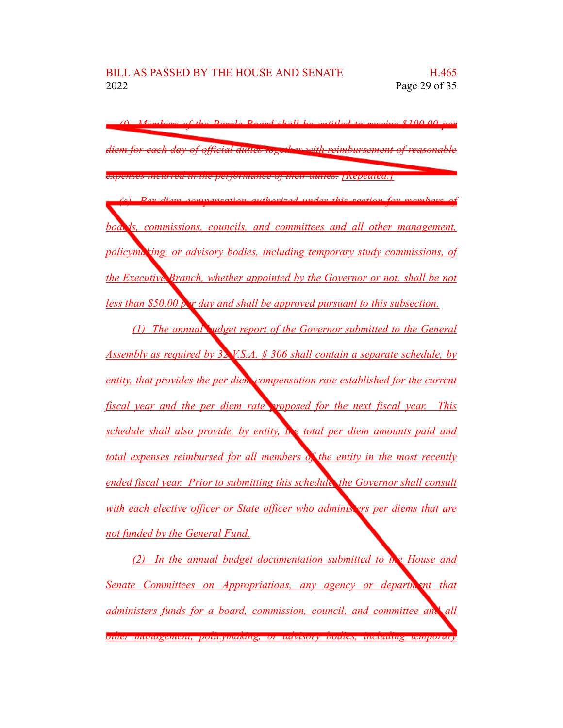(f) Members of the Parole Board shall be entitled to receive $100.00 per diem for each day of official duties together with reimbursement of reasonable expenses incurred in the performance of their duties. [Repealed.]

(e) Per diem compensation authorized under this section for members of boards, commissions, councils, and committees and all other management, policymaking, or advisory bodies, including temporary study commissions, of the Executive Branch, whether appointed by the Governor or not, shall be not less than $50.00 per day and shall be approved pursuant to this subsection.

(1) The annual budget report of the Governor submitted to the General Assembly as required by 32 V.S.A. § 306 shall contain a separate schedule, by entity, that provides the per diem compensation rate established for the current fiscal year and the per diem rate proposed for the next fiscal year. This schedule shall also provide, by entity, the total per diem amounts paid and total expenses reimbursed for all members of the entity in the most recently ended fiscal year. Prior to submitting this schedule, the Governor shall consult with each elective officer or State officer who administers per diems that are not funded by the General Fund.

(2) In the annual budget documentation submitted to the House and Senate Committees on Appropriations, any agency or department that administers funds for a board, commission, council, and committee and all other management, policymaking, or advisory bodies, including temporary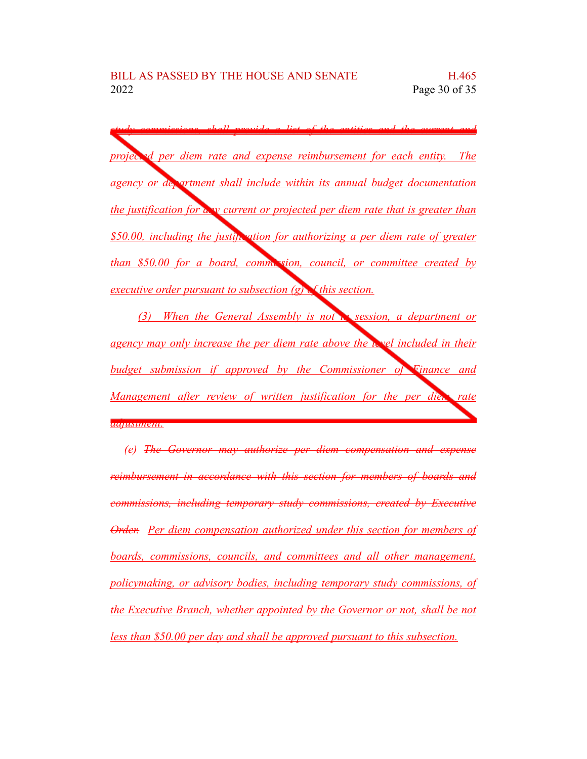*study commissions, shall provide a list of the entities and the current and projected per diem rate and expense reimbursement for each entity. The agency or department shall include within its annual budget documentation the justification for any current or projected per diem rate that is greater than $50.00, including the justification for authorizing a per diem rate of greater than $50.00 for a board, commission, council, or committee created by executive order pursuant to subsection (g) of this section.*

*(3) When the General Assembly is not in session, a department or agency may only increase the per diem rate above the level included in their budget submission if approved by the Commissioner of Finance and Management after review of written justification for the per diem rate adjustment.*

*(e) ~~The Governor may authorize per diem compensation and expense reimbursement in accordance with this section for members of boards and commissions, including temporary study commissions, created by Executive Order.~~ Per diem compensation authorized under this section for members of boards, commissions, councils, and committees and all other management, policymaking, or advisory bodies, including temporary study commissions, of the Executive Branch, whether appointed by the Governor or not, shall be not less than $50.00 per day and shall be approved pursuant to this subsection.*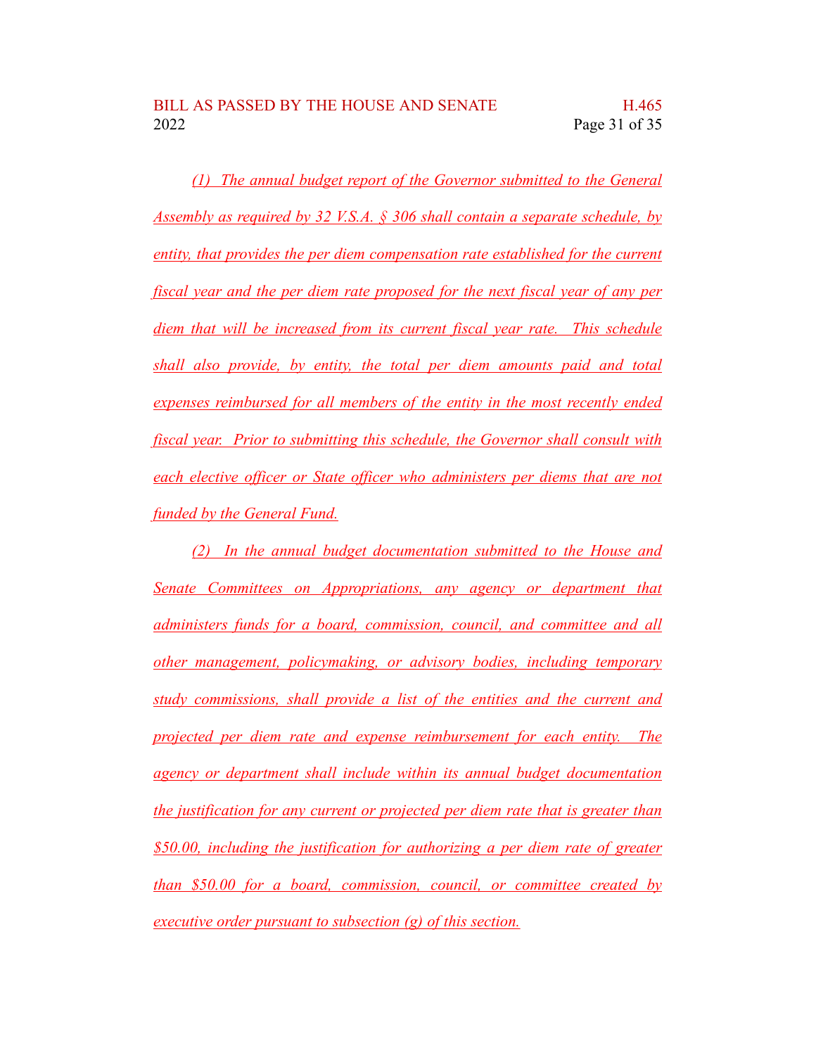*(1) The annual budget report of the Governor submitted to the General Assembly as required by 32 V.S.A. § 306 shall contain a separate schedule, by entity, that provides the per diem compensation rate established for the current fiscal year and the per diem rate proposed for the next fiscal year of any per diem that will be increased from its current fiscal year rate. This schedule shall also provide, by entity, the total per diem amounts paid and total expenses reimbursed for all members of the entity in the most recently ended fiscal year. Prior to submitting this schedule, the Governor shall consult with each elective officer or State officer who administers per diems that are not funded by the General Fund.*

*(2) In the annual budget documentation submitted to the House and Senate Committees on Appropriations, any agency or department that administers funds for a board, commission, council, and committee and all other management, policymaking, or advisory bodies, including temporary study commissions, shall provide a list of the entities and the current and projected per diem rate and expense reimbursement for each entity. The agency or department shall include within its annual budget documentation the justification for any current or projected per diem rate that is greater than $50.00, including the justification for authorizing a per diem rate of greater than $50.00 for a board, commission, council, or committee created by executive order pursuant to subsection (g) of this section.*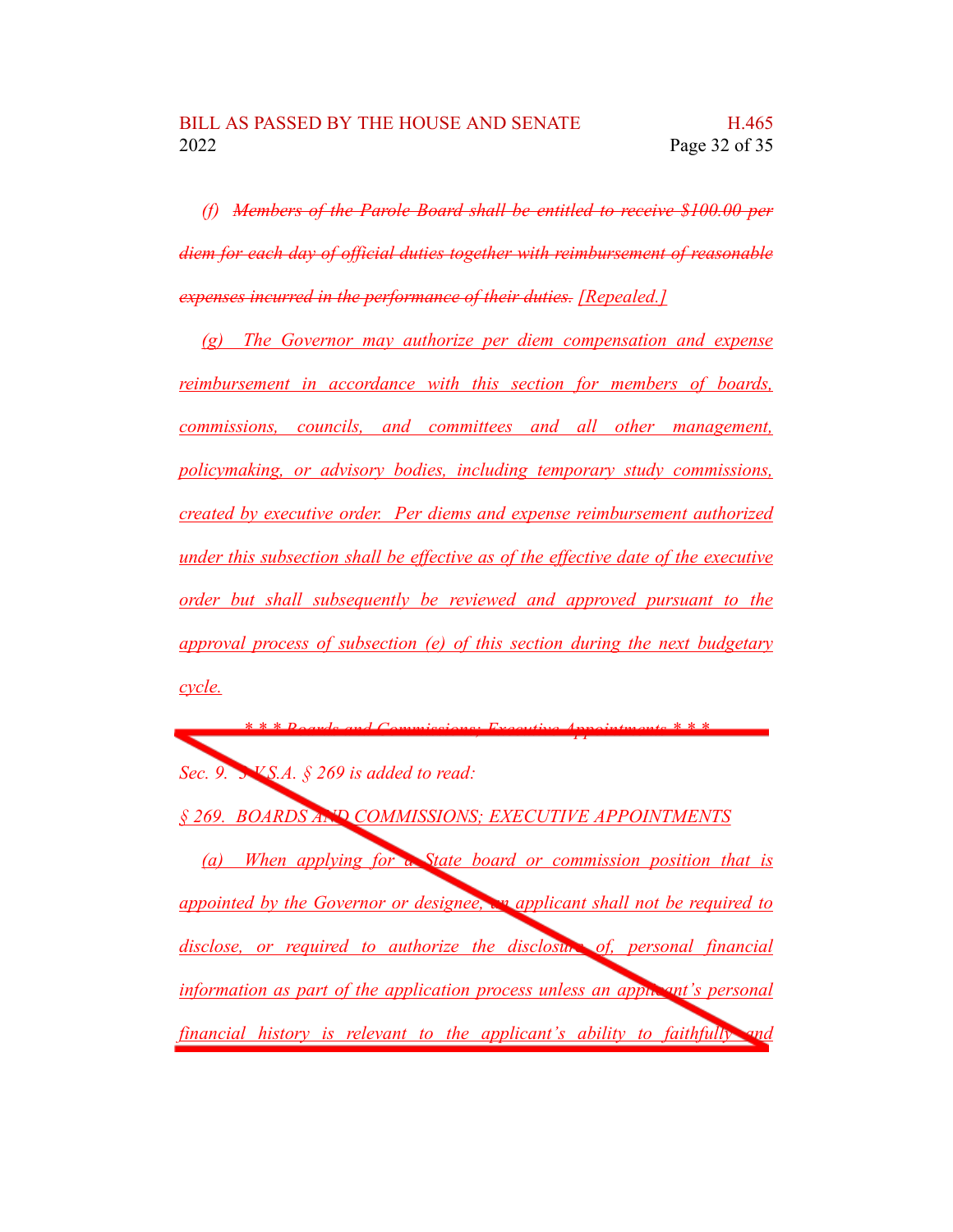(f) ~~Members of the Parole Board shall be entitled to receive $100.00 per diem for each day of official duties together with reimbursement of reasonable expenses incurred in the performance of their duties.~~ [Repealed.]

(g) The Governor may authorize per diem compensation and expense reimbursement in accordance with this section for members of boards, commissions, councils, and committees and all other management, policymaking, or advisory bodies, including temporary study commissions, created by executive order. Per diems and expense reimbursement authorized under this subsection shall be effective as of the effective date of the executive order but shall subsequently be reviewed and approved pursuant to the approval process of subsection (e) of this section during the next budgetary cycle.

\* \* \* Boards and Commissions; Executive Appointments \* \* \*

Sec. 9. 3 V.S.A. § 269 is added to read:

§ 269. BOARDS AND COMMISSIONS; EXECUTIVE APPOINTMENTS

(a) When applying for a State board or commission position that is appointed by the Governor or designee, an applicant shall not be required to disclose, or required to authorize the disclosure of, personal financial information as part of the application process unless an applicant's personal financial history is relevant to the applicant's ability to faithfully and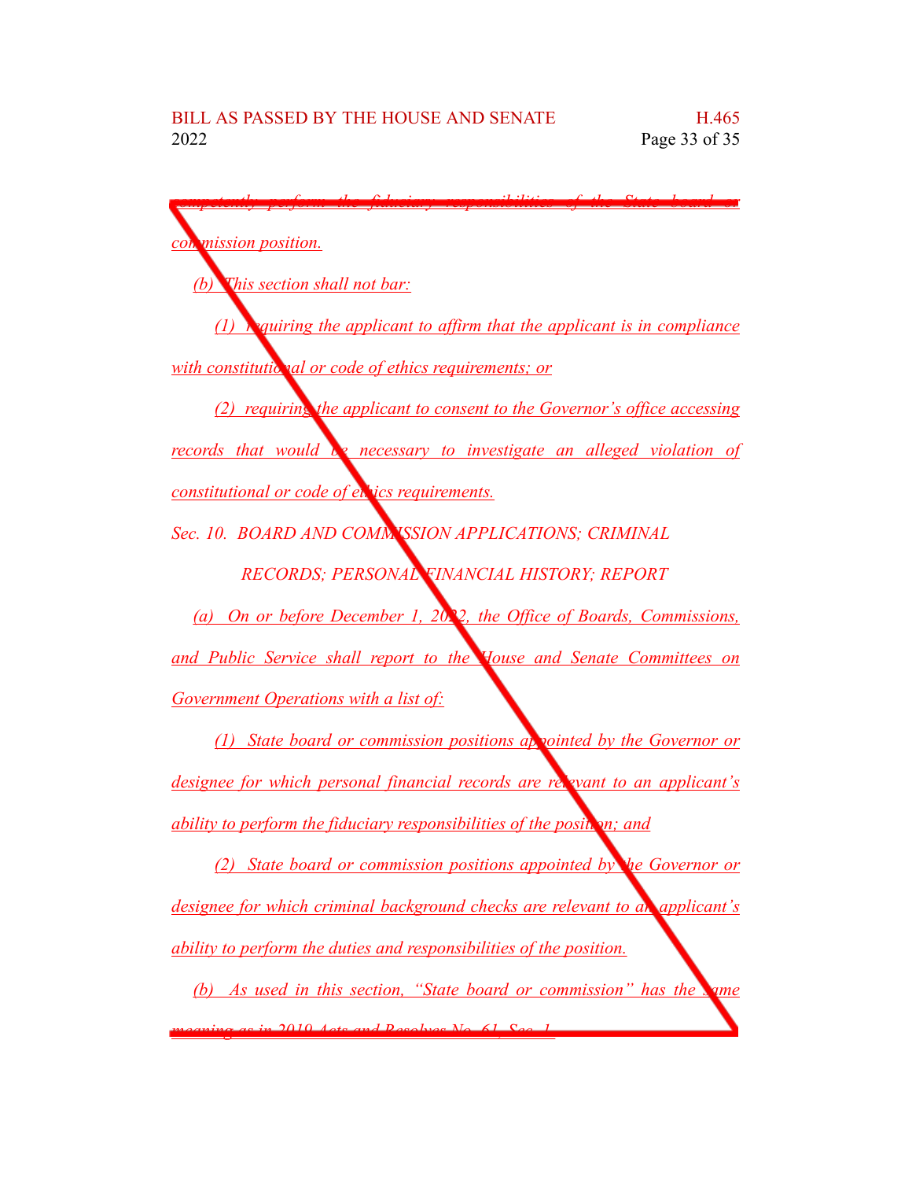competently perform the fiduciary responsibilities of the State board or commission position.

(b) This section shall not bar:

(1) requiring the applicant to affirm that the applicant is in compliance with constitutional or code of ethics requirements; or

(2) requiring the applicant to consent to the Governor's office accessing records that would be necessary to investigate an alleged violation of constitutional or code of ethics requirements.

Sec. 10. BOARD AND COMMISSION APPLICATIONS; CRIMINAL RECORDS; PERSONAL FINANCIAL HISTORY; REPORT

(a) On or before December 1, 2022, the Office of Boards, Commissions, and Public Service shall report to the House and Senate Committees on Government Operations with a list of:

(1) State board or commission positions appointed by the Governor or designee for which personal financial records are relevant to an applicant's ability to perform the fiduciary responsibilities of the position; and

(2) State board or commission positions appointed by the Governor or designee for which criminal background checks are relevant to an applicant's ability to perform the duties and responsibilities of the position.

(b) As used in this section, "State board or commission" has the same meaning as in 2019 Acts and Resolves No. 61, Sec. 1.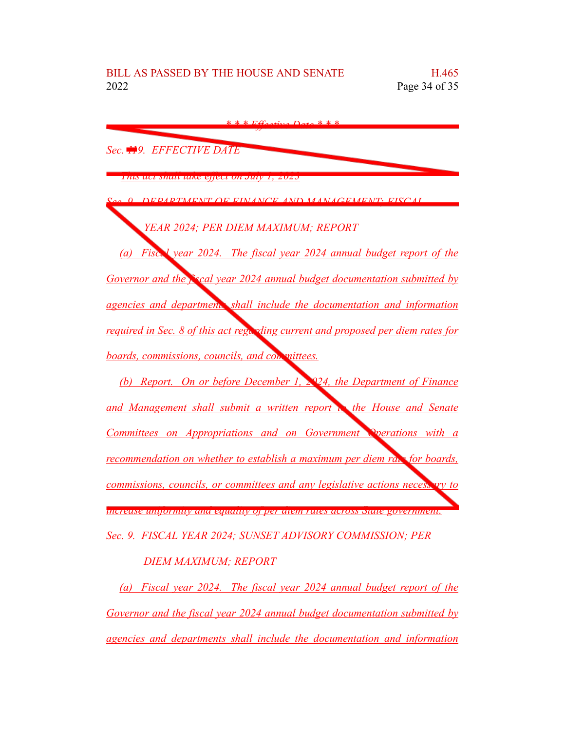*\* \* \* Effective Date \* \* \**

*Sec. 119. EFFECTIVE DATE*

*This act shall take effect on July 1, 2023*

*Sec. 9. DEPARTMENT OF FINANCE AND MANAGEMENT; FISCAL YEAR 2024; PER DIEM MAXIMUM; REPORT*

*(a) Fiscal year 2024. The fiscal year 2024 annual budget report of the Governor and the fiscal year 2024 annual budget documentation submitted by agencies and departments shall include the documentation and information required in Sec. 8 of this act regarding current and proposed per diem rates for boards, commissions, councils, and committees.*

*(b) Report. On or before December 1, 2024, the Department of Finance and Management shall submit a written report to the House and Senate Committees on Appropriations and on Government Operations with a recommendation on whether to establish a maximum per diem rate for boards, commissions, councils, or committees and any legislative actions necessary to increase uniformity and equality of per diem rates across State government.*

*Sec. 9. FISCAL YEAR 2024; SUNSET ADVISORY COMMISSION; PER DIEM MAXIMUM; REPORT*

*(a) Fiscal year 2024. The fiscal year 2024 annual budget report of the Governor and the fiscal year 2024 annual budget documentation submitted by agencies and departments shall include the documentation and information*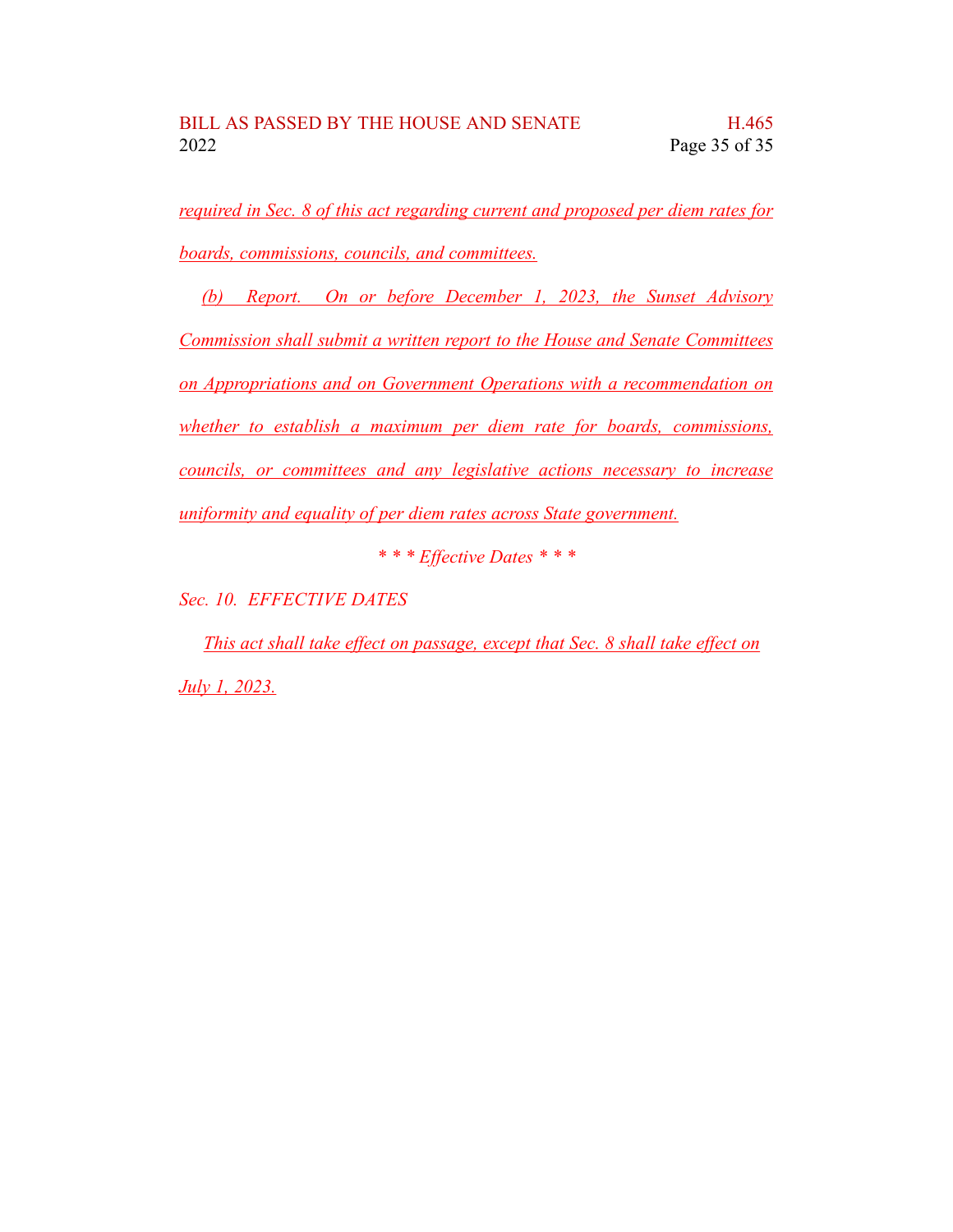*required in Sec. 8 of this act regarding current and proposed per diem rates for boards, commissions, councils, and committees.*

*(b) Report. On or before December 1, 2023, the Sunset Advisory Commission shall submit a written report to the House and Senate Committees on Appropriations and on Government Operations with a recommendation on whether to establish a maximum per diem rate for boards, commissions, councils, or committees and any legislative actions necessary to increase uniformity and equality of per diem rates across State government.*

*\* \* \* Effective Dates \* \* \**

*Sec. 10. EFFECTIVE DATES*

*This act shall take effect on passage, except that Sec. 8 shall take effect on July 1, 2023.*